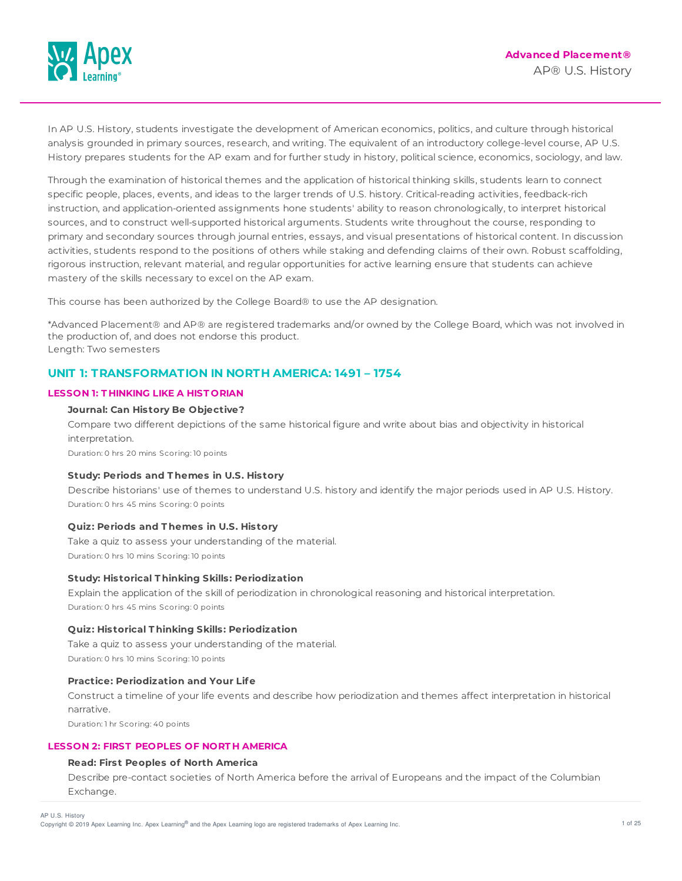**Advanced Placement®**

AP® U.S. History

In AP U.S. History, students investigate the development of American economics, politics, and culture through historical analysis grounded in primary sources, research, and writing. The equivalent of an introductory college-level course, AP U.S. History prepares students for the AP exam and for further study in history, political science, economics, sociology, and law.

Through the examination of historical themes and the application of historical thinking skills, students learn to connect specific people, places, events, and ideas to the larger trends of U.S. history. Critical-reading activities, feedback-rich instruction, and application-oriented assignments hone students' ability to reason chronologically, to interpret historical sources, and to construct well-supported historical arguments. Students write throughout the course, responding to primary and secondary sources through journal entries, essays, and visual presentations of historical content. In discussion activities, students respond to the positions of others while staking and defending claims of their own. Robust scaffolding, rigorous instruction, relevant material, and regular opportunities for active learning ensure that students can achieve mastery of the skills necessary to excel on the AP exam.

This course has been authorized by the College Board® to use the AP designation.

*Advanced Placement® and AP® are registered trademarks and/or owned by the College Board, which was not involved in the production of, and does not endorse this product.
Length: Two semesters

## UNIT 1: TRANSFORMATION IN NORTH AMERICA: 1491 – 1754

### LESSON 1: THINKING LIKE A HISTORIAN

**Journal: Can History Be Objective?**

Compare two different depictions of the same historical figure and write about bias and objectivity in historical interpretation.

Duration: 0 hrs 20 mins Scoring: 10 points

**Study: Periods and Themes in U.S. History**

Describe historians' use of themes to understand U.S. history and identify the major periods used in AP U.S. History.

Duration: 0 hrs 45 mins Scoring: 0 points

**Quiz: Periods and Themes in U.S. History**

Take a quiz to assess your understanding of the material.

Duration: 0 hrs 10 mins Scoring: 10 points

**Study: Historical Thinking Skills: Periodization**

Explain the application of the skill of periodization in chronological reasoning and historical interpretation.

Duration: 0 hrs 45 mins Scoring: 0 points

**Quiz: Historical Thinking Skills: Periodization**

Take a quiz to assess your understanding of the material.

Duration: 0 hrs 10 mins Scoring: 10 points

**Practice: Periodization and Your Life**

Construct a timeline of your life events and describe how periodization and themes affect interpretation in historical narrative.

Duration: 1 hr Scoring: 40 points

### LESSON 2: FIRST PEOPLES OF NORTH AMERICA

**Read: First Peoples of North America**

Describe pre-contact societies of North America before the arrival of Europeans and the impact of the Columbian Exchange.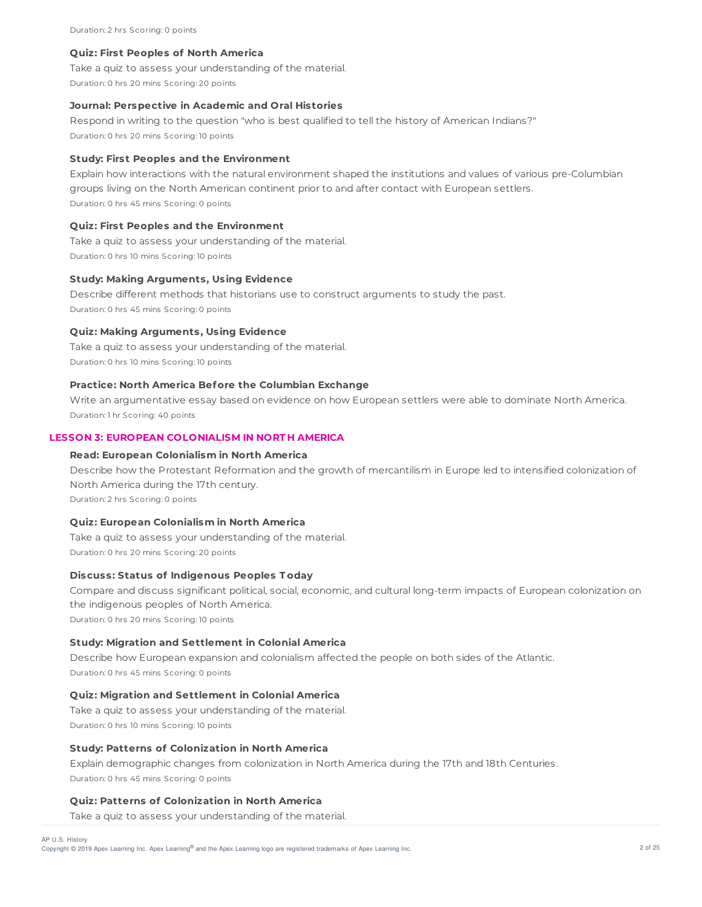Duration: 2 hrs Scoring: 0 points

**Quiz: First Peoples of North America**

Take a quiz to assess your understanding of the material.

Duration: 0 hrs 20 mins Scoring: 20 points

**Journal: Perspective in Academic and Oral Histories**

Respond in writing to the question "who is best qualified to tell the history of American Indians?"

Duration: 0 hrs 20 mins Scoring: 10 points

**Study: First Peoples and the Environment**

Explain how interactions with the natural environment shaped the institutions and values of various pre-Columbian groups living on the North American continent prior to and after contact with European settlers.

Duration: 0 hrs 45 mins Scoring: 0 points

**Quiz: First Peoples and the Environment**

Take a quiz to assess your understanding of the material.

Duration: 0 hrs 10 mins Scoring: 10 points

**Study: Making Arguments, Using Evidence**

Describe different methods that historians use to construct arguments to study the past.

Duration: 0 hrs 45 mins Scoring: 0 points

**Quiz: Making Arguments, Using Evidence**

Take a quiz to assess your understanding of the material.

Duration: 0 hrs 10 mins Scoring: 10 points

**Practice: North America Before the Columbian Exchange**

Write an argumentative essay based on evidence on how European settlers were able to dominate North America.

Duration: 1 hr Scoring: 40 points

## LESSON 3: EUROPEAN COLONIALISM IN NORTH AMERICA

**Read: European Colonialism in North America**

Describe how the Protestant Reformation and the growth of mercantilism in Europe led to intensified colonization of North America during the 17th century.

Duration: 2 hrs Scoring: 0 points

**Quiz: European Colonialism in North America**

Take a quiz to assess your understanding of the material.

Duration: 0 hrs 20 mins Scoring: 20 points

**Discuss: Status of Indigenous Peoples Today**

Compare and discuss significant political, social, economic, and cultural long-term impacts of European colonization on the indigenous peoples of North America.

Duration: 0 hrs 20 mins Scoring: 10 points

**Study: Migration and Settlement in Colonial America**

Describe how European expansion and colonialism affected the people on both sides of the Atlantic.

Duration: 0 hrs 45 mins Scoring: 0 points

**Quiz: Migration and Settlement in Colonial America**

Take a quiz to assess your understanding of the material.

Duration: 0 hrs 10 mins Scoring: 10 points

**Study: Patterns of Colonization in North America**

Explain demographic changes from colonization in North America during the 17th and 18th Centuries.

Duration: 0 hrs 45 mins Scoring: 0 points

**Quiz: Patterns of Colonization in North America**

Take a quiz to assess your understanding of the material.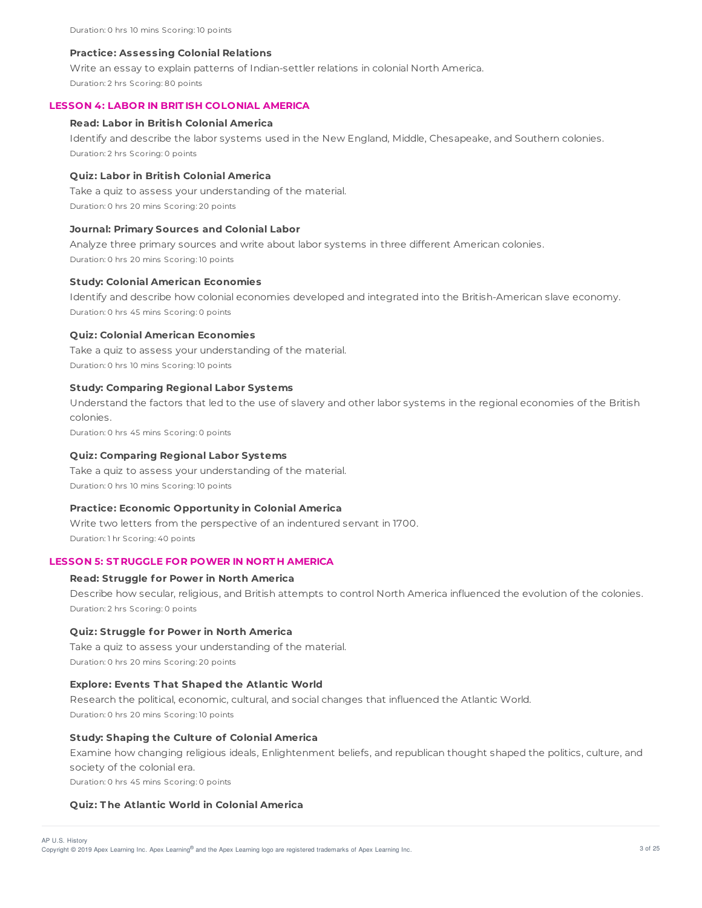Duration: 0 hrs 10 mins Scoring: 10 points

**Practice: Assessing Colonial Relations**

Write an essay to explain patterns of Indian-settler relations in colonial North America.

Duration: 2 hrs Scoring: 80 points

## LESSON 4: LABOR IN BRITISH COLONIAL AMERICA

**Read: Labor in British Colonial America**

Identify and describe the labor systems used in the New England, Middle, Chesapeake, and Southern colonies.

Duration: 2 hrs Scoring: 0 points

**Quiz: Labor in British Colonial America**

Take a quiz to assess your understanding of the material.

Duration: 0 hrs 20 mins Scoring: 20 points

**Journal: Primary Sources and Colonial Labor**

Analyze three primary sources and write about labor systems in three different American colonies.

Duration: 0 hrs 20 mins Scoring: 10 points

**Study: Colonial American Economies**

Identify and describe how colonial economies developed and integrated into the British-American slave economy.

Duration: 0 hrs 45 mins Scoring: 0 points

**Quiz: Colonial American Economies**

Take a quiz to assess your understanding of the material.

Duration: 0 hrs 10 mins Scoring: 10 points

**Study: Comparing Regional Labor Systems**

Understand the factors that led to the use of slavery and other labor systems in the regional economies of the British colonies.

Duration: 0 hrs 45 mins Scoring: 0 points

**Quiz: Comparing Regional Labor Systems**

Take a quiz to assess your understanding of the material.

Duration: 0 hrs 10 mins Scoring: 10 points

**Practice: Economic Opportunity in Colonial America**

Write two letters from the perspective of an indentured servant in 1700.

Duration: 1 hr Scoring: 40 points

## LESSON 5: STRUGGLE FOR POWER IN NORTH AMERICA

**Read: Struggle for Power in North America**

Describe how secular, religious, and British attempts to control North America influenced the evolution of the colonies.

Duration: 2 hrs Scoring: 0 points

**Quiz: Struggle for Power in North America**

Take a quiz to assess your understanding of the material.

Duration: 0 hrs 20 mins Scoring: 20 points

**Explore: Events That Shaped the Atlantic World**

Research the political, economic, cultural, and social changes that influenced the Atlantic World.

Duration: 0 hrs 20 mins Scoring: 10 points

**Study: Shaping the Culture of Colonial America**

Examine how changing religious ideals, Enlightenment beliefs, and republican thought shaped the politics, culture, and society of the colonial era.

Duration: 0 hrs 45 mins Scoring: 0 points

**Quiz: The Atlantic World in Colonial America**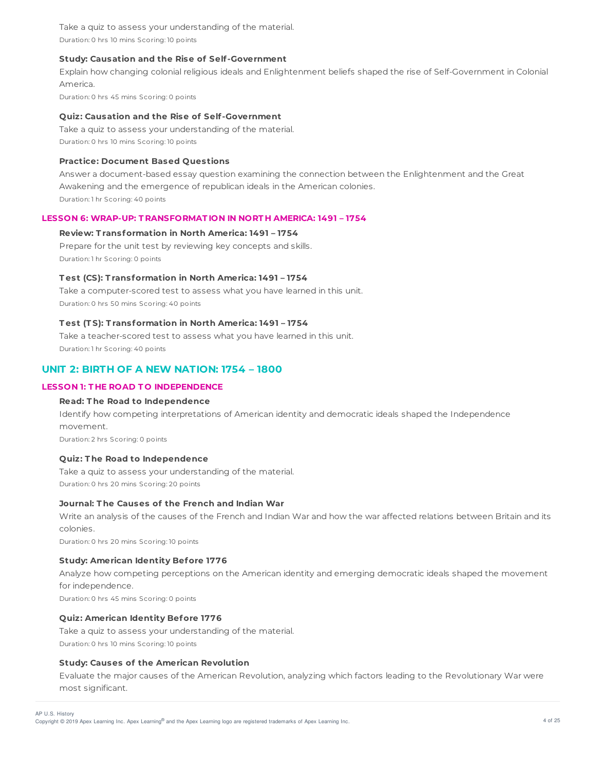Take a quiz to assess your understanding of the material.

Duration: 0 hrs 10 mins Scoring: 10 points

**Study: Causation and the Rise of Self-Government**

Explain how changing colonial religious ideals and Enlightenment beliefs shaped the rise of Self-Government in Colonial America.

Duration: 0 hrs 45 mins Scoring: 0 points

**Quiz: Causation and the Rise of Self-Government**

Take a quiz to assess your understanding of the material.

Duration: 0 hrs 10 mins Scoring: 10 points

**Practice: Document Based Questions**

Answer a document-based essay question examining the connection between the Enlightenment and the Great Awakening and the emergence of republican ideals in the American colonies.

Duration: 1 hr Scoring: 40 points

### LESSON 6: WRAP-UP: TRANSFORMATION IN NORTH AMERICA: 1491 – 1754

**Review: Transformation in North America: 1491 – 1754**

Prepare for the unit test by reviewing key concepts and skills.

Duration: 1 hr Scoring: 0 points

**Test (CS): Transformation in North America: 1491 – 1754**

Take a computer-scored test to assess what you have learned in this unit.

Duration: 0 hrs 50 mins Scoring: 40 points

**Test (TS): Transformation in North America: 1491 – 1754**

Take a teacher-scored test to assess what you have learned in this unit.

Duration: 1 hr Scoring: 40 points

## UNIT 2: BIRTH OF A NEW NATION: 1754 – 1800

### LESSON 1: THE ROAD TO INDEPENDENCE

**Read: The Road to Independence**

Identify how competing interpretations of American identity and democratic ideals shaped the Independence movement.

Duration: 2 hrs Scoring: 0 points

**Quiz: The Road to Independence**

Take a quiz to assess your understanding of the material.

Duration: 0 hrs 20 mins Scoring: 20 points

**Journal: The Causes of the French and Indian War**

Write an analysis of the causes of the French and Indian War and how the war affected relations between Britain and its colonies.

Duration: 0 hrs 20 mins Scoring: 10 points

**Study: American Identity Before 1776**

Analyze how competing perceptions on the American identity and emerging democratic ideals shaped the movement for independence.

Duration: 0 hrs 45 mins Scoring: 0 points

**Quiz: American Identity Before 1776**

Take a quiz to assess your understanding of the material.

Duration: 0 hrs 10 mins Scoring: 10 points

**Study: Causes of the American Revolution**

Evaluate the major causes of the American Revolution, analyzing which factors leading to the Revolutionary War were most significant.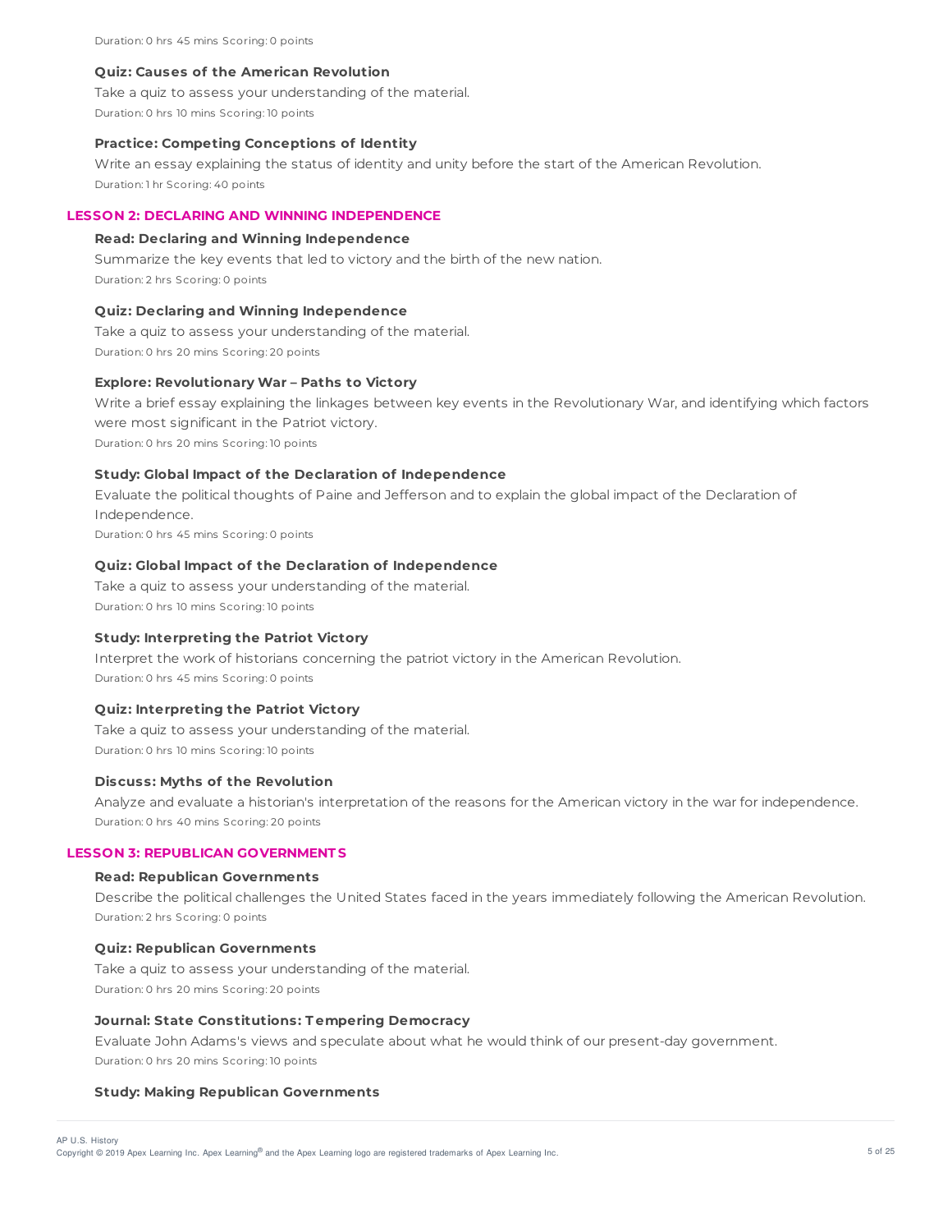Duration: 0 hrs 45 mins Scoring: 0 points

**Quiz: Causes of the American Revolution**

Take a quiz to assess your understanding of the material.

Duration: 0 hrs 10 mins Scoring: 10 points

**Practice: Competing Conceptions of Identity**

Write an essay explaining the status of identity and unity before the start of the American Revolution.

Duration: 1 hr Scoring: 40 points

## LESSON 2: DECLARING AND WINNING INDEPENDENCE

**Read: Declaring and Winning Independence**

Summarize the key events that led to victory and the birth of the new nation.

Duration: 2 hrs Scoring: 0 points

**Quiz: Declaring and Winning Independence**

Take a quiz to assess your understanding of the material.

Duration: 0 hrs 20 mins Scoring: 20 points

**Explore: Revolutionary War – Paths to Victory**

Write a brief essay explaining the linkages between key events in the Revolutionary War, and identifying which factors were most significant in the Patriot victory.

Duration: 0 hrs 20 mins Scoring: 10 points

**Study: Global Impact of the Declaration of Independence**

Evaluate the political thoughts of Paine and Jefferson and to explain the global impact of the Declaration of Independence.

Duration: 0 hrs 45 mins Scoring: 0 points

**Quiz: Global Impact of the Declaration of Independence**

Take a quiz to assess your understanding of the material.

Duration: 0 hrs 10 mins Scoring: 10 points

**Study: Interpreting the Patriot Victory**

Interpret the work of historians concerning the patriot victory in the American Revolution.

Duration: 0 hrs 45 mins Scoring: 0 points

**Quiz: Interpreting the Patriot Victory**

Take a quiz to assess your understanding of the material.

Duration: 0 hrs 10 mins Scoring: 10 points

**Discuss: Myths of the Revolution**

Analyze and evaluate a historian's interpretation of the reasons for the American victory in the war for independence.

Duration: 0 hrs 40 mins Scoring: 20 points

## LESSON 3: REPUBLICAN GOVERNMENTS

**Read: Republican Governments**

Describe the political challenges the United States faced in the years immediately following the American Revolution.

Duration: 2 hrs Scoring: 0 points

**Quiz: Republican Governments**

Take a quiz to assess your understanding of the material.

Duration: 0 hrs 20 mins Scoring: 20 points

**Journal: State Constitutions: Tempering Democracy**

Evaluate John Adams's views and speculate about what he would think of our present-day government.

Duration: 0 hrs 20 mins Scoring: 10 points

**Study: Making Republican Governments**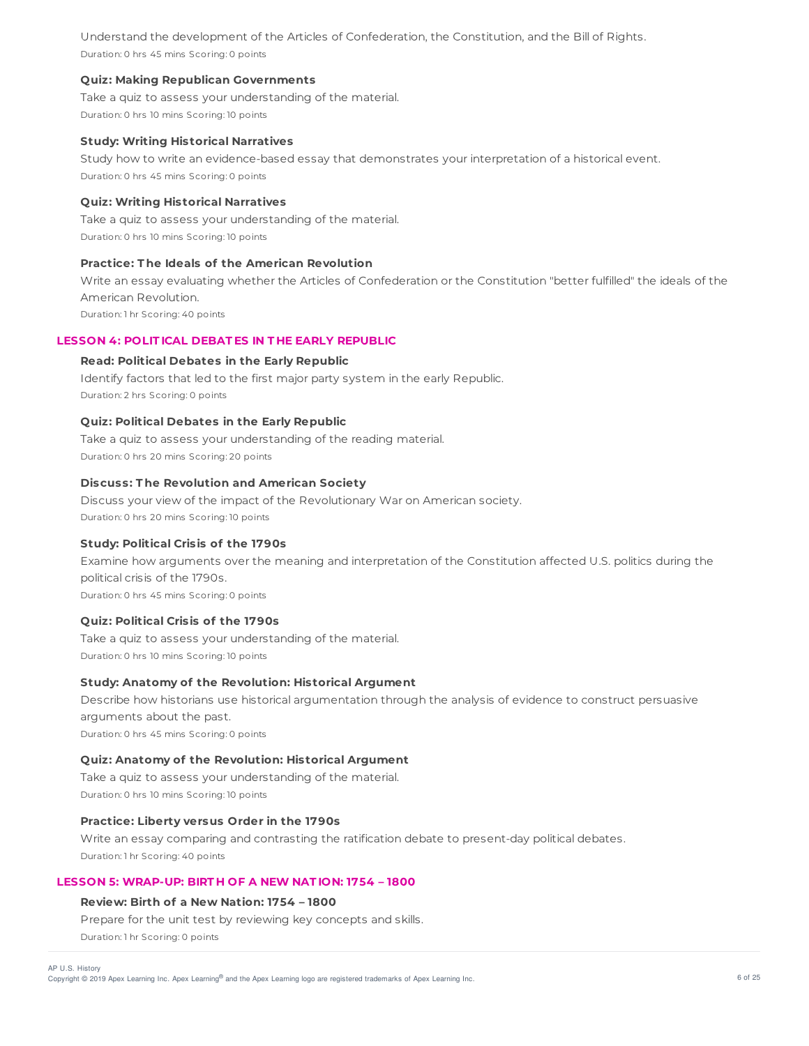Understand the development of the Articles of Confederation, the Constitution, and the Bill of Rights.

Duration: 0 hrs 45 mins Scoring: 0 points

**Quiz: Making Republican Governments**

Take a quiz to assess your understanding of the material.

Duration: 0 hrs 10 mins Scoring: 10 points

**Study: Writing Historical Narratives**

Study how to write an evidence-based essay that demonstrates your interpretation of a historical event.

Duration: 0 hrs 45 mins Scoring: 0 points

**Quiz: Writing Historical Narratives**

Take a quiz to assess your understanding of the material.

Duration: 0 hrs 10 mins Scoring: 10 points

**Practice: The Ideals of the American Revolution**

Write an essay evaluating whether the Articles of Confederation or the Constitution "better fulfilled" the ideals of the American Revolution.

Duration: 1 hr Scoring: 40 points

## LESSON 4: POLITICAL DEBATES IN THE EARLY REPUBLIC

**Read: Political Debates in the Early Republic**

Identify factors that led to the first major party system in the early Republic.

Duration: 2 hrs Scoring: 0 points

**Quiz: Political Debates in the Early Republic**

Take a quiz to assess your understanding of the reading material.

Duration: 0 hrs 20 mins Scoring: 20 points

**Discuss: The Revolution and American Society**

Discuss your view of the impact of the Revolutionary War on American society.

Duration: 0 hrs 20 mins Scoring: 10 points

**Study: Political Crisis of the 1790s**

Examine how arguments over the meaning and interpretation of the Constitution affected U.S. politics during the political crisis of the 1790s.

Duration: 0 hrs 45 mins Scoring: 0 points

**Quiz: Political Crisis of the 1790s**

Take a quiz to assess your understanding of the material.

Duration: 0 hrs 10 mins Scoring: 10 points

**Study: Anatomy of the Revolution: Historical Argument**

Describe how historians use historical argumentation through the analysis of evidence to construct persuasive arguments about the past.

Duration: 0 hrs 45 mins Scoring: 0 points

**Quiz: Anatomy of the Revolution: Historical Argument**

Take a quiz to assess your understanding of the material.

Duration: 0 hrs 10 mins Scoring: 10 points

**Practice: Liberty versus Order in the 1790s**

Write an essay comparing and contrasting the ratification debate to present-day political debates.

Duration: 1 hr Scoring: 40 points

## LESSON 5: WRAP-UP: BIRTH OF A NEW NATION: 1754 – 1800

**Review: Birth of a New Nation: 1754 – 1800**

Prepare for the unit test by reviewing key concepts and skills.

Duration: 1 hr Scoring: 0 points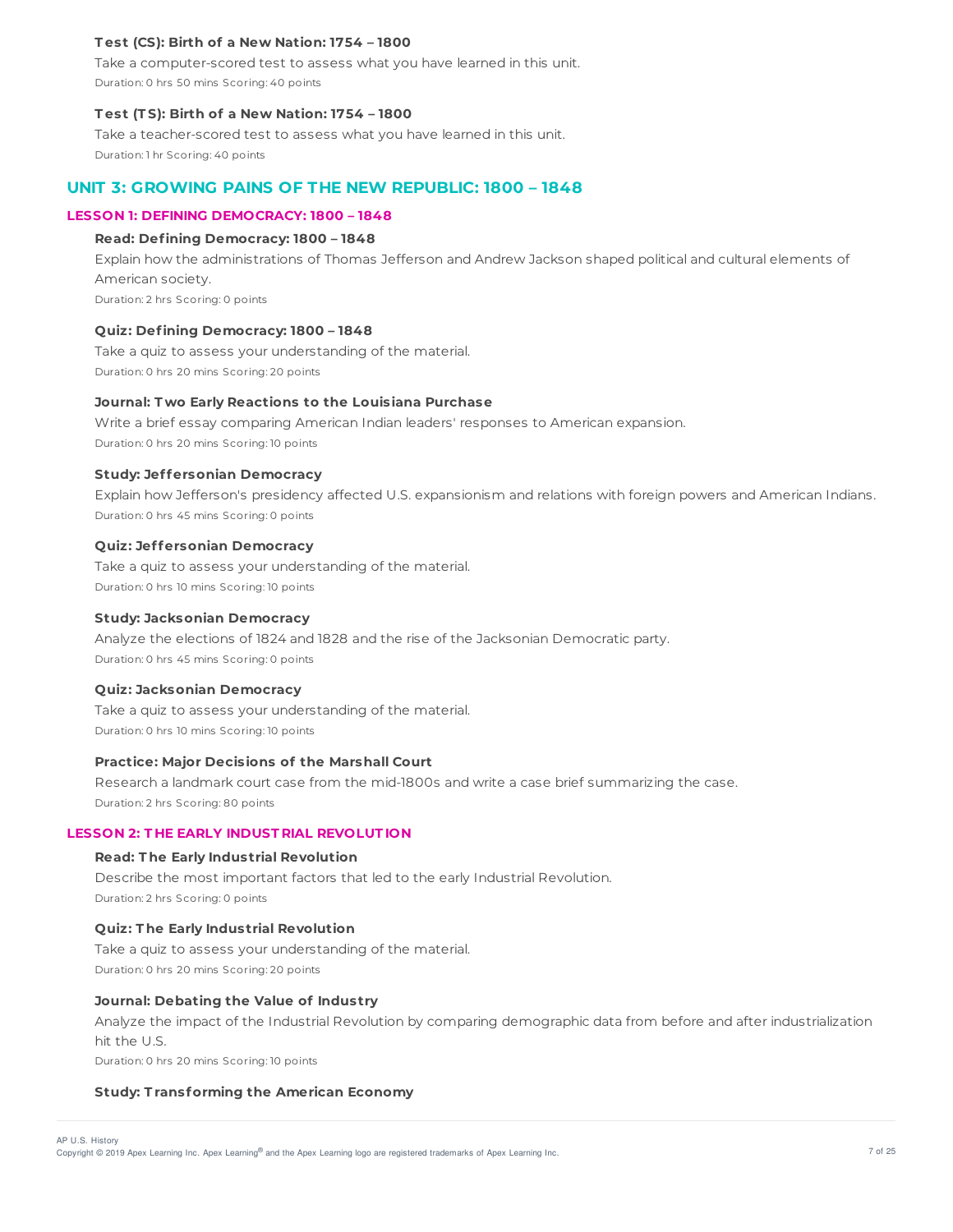#### Test (CS): Birth of a New Nation: 1754 – 1800

Take a computer-scored test to assess what you have learned in this unit.

Duration: 0 hrs 50 mins Scoring: 40 points

#### Test (TS): Birth of a New Nation: 1754 – 1800

Take a teacher-scored test to assess what you have learned in this unit.

Duration: 1 hr Scoring: 40 points

## UNIT 3: GROWING PAINS OF THE NEW REPUBLIC: 1800 – 1848

### LESSON 1: DEFINING DEMOCRACY: 1800 – 1848

#### Read: Defining Democracy: 1800 – 1848

Explain how the administrations of Thomas Jefferson and Andrew Jackson shaped political and cultural elements of American society.

Duration: 2 hrs Scoring: 0 points

#### Quiz: Defining Democracy: 1800 – 1848

Take a quiz to assess your understanding of the material.

Duration: 0 hrs 20 mins Scoring: 20 points

#### Journal: Two Early Reactions to the Louisiana Purchase

Write a brief essay comparing American Indian leaders' responses to American expansion.

Duration: 0 hrs 20 mins Scoring: 10 points

#### Study: Jeffersonian Democracy

Explain how Jefferson's presidency affected U.S. expansionism and relations with foreign powers and American Indians.

Duration: 0 hrs 45 mins Scoring: 0 points

#### Quiz: Jeffersonian Democracy

Take a quiz to assess your understanding of the material.

Duration: 0 hrs 10 mins Scoring: 10 points

#### Study: Jacksonian Democracy

Analyze the elections of 1824 and 1828 and the rise of the Jacksonian Democratic party.

Duration: 0 hrs 45 mins Scoring: 0 points

#### Quiz: Jacksonian Democracy

Take a quiz to assess your understanding of the material.

Duration: 0 hrs 10 mins Scoring: 10 points

#### Practice: Major Decisions of the Marshall Court

Research a landmark court case from the mid-1800s and write a case brief summarizing the case.

Duration: 2 hrs Scoring: 80 points

### LESSON 2: THE EARLY INDUSTRIAL REVOLUTION

#### Read: The Early Industrial Revolution

Describe the most important factors that led to the early Industrial Revolution.

Duration: 2 hrs Scoring: 0 points

#### Quiz: The Early Industrial Revolution

Take a quiz to assess your understanding of the material.

Duration: 0 hrs 20 mins Scoring: 20 points

#### Journal: Debating the Value of Industry

Analyze the impact of the Industrial Revolution by comparing demographic data from before and after industrialization hit the U.S.

Duration: 0 hrs 20 mins Scoring: 10 points

#### Study: Transforming the American Economy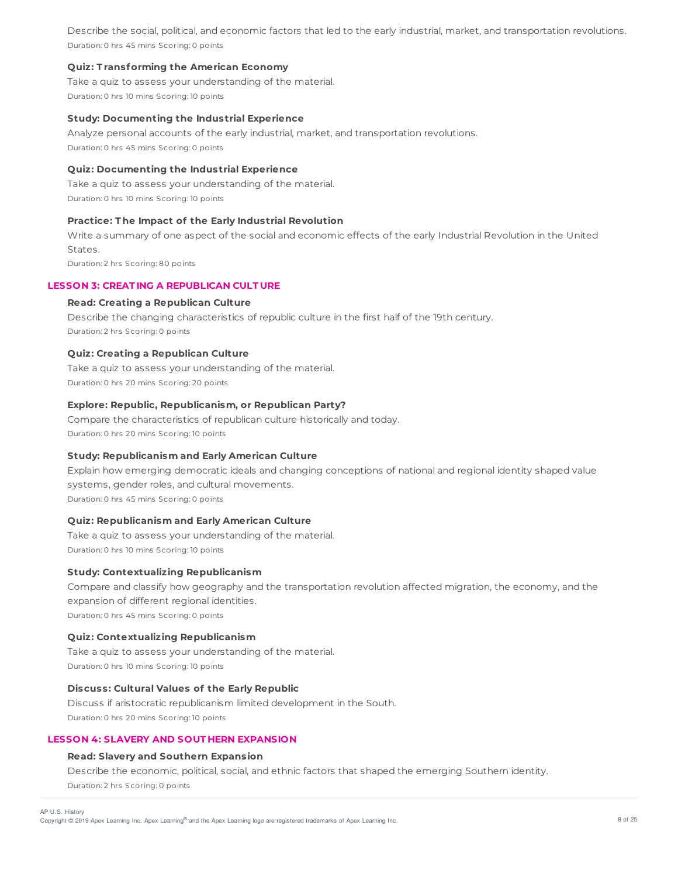Describe the social, political, and economic factors that led to the early industrial, market, and transportation revolutions.

Duration: 0 hrs 45 mins Scoring: 0 points

**Quiz: Transforming the American Economy**

Take a quiz to assess your understanding of the material.

Duration: 0 hrs 10 mins Scoring: 10 points

**Study: Documenting the Industrial Experience**

Analyze personal accounts of the early industrial, market, and transportation revolutions.

Duration: 0 hrs 45 mins Scoring: 0 points

**Quiz: Documenting the Industrial Experience**

Take a quiz to assess your understanding of the material.

Duration: 0 hrs 10 mins Scoring: 10 points

**Practice: The Impact of the Early Industrial Revolution**

Write a summary of one aspect of the social and economic effects of the early Industrial Revolution in the United States.

Duration: 2 hrs Scoring: 80 points

## LESSON 3: CREATING A REPUBLICAN CULTURE

**Read: Creating a Republican Culture**

Describe the changing characteristics of republic culture in the first half of the 19th century.

Duration: 2 hrs Scoring: 0 points

**Quiz: Creating a Republican Culture**

Take a quiz to assess your understanding of the material.

Duration: 0 hrs 20 mins Scoring: 20 points

**Explore: Republic, Republicanism, or Republican Party?**

Compare the characteristics of republican culture historically and today.

Duration: 0 hrs 20 mins Scoring: 10 points

**Study: Republicanism and Early American Culture**

Explain how emerging democratic ideals and changing conceptions of national and regional identity shaped value systems, gender roles, and cultural movements.

Duration: 0 hrs 45 mins Scoring: 0 points

**Quiz: Republicanism and Early American Culture**

Take a quiz to assess your understanding of the material.

Duration: 0 hrs 10 mins Scoring: 10 points

**Study: Contextualizing Republicanism**

Compare and classify how geography and the transportation revolution affected migration, the economy, and the expansion of different regional identities.

Duration: 0 hrs 45 mins Scoring: 0 points

**Quiz: Contextualizing Republicanism**

Take a quiz to assess your understanding of the material.

Duration: 0 hrs 10 mins Scoring: 10 points

**Discuss: Cultural Values of the Early Republic**

Discuss if aristocratic republicanism limited development in the South.

Duration: 0 hrs 20 mins Scoring: 10 points

## LESSON 4: SLAVERY AND SOUTHERN EXPANSION

**Read: Slavery and Southern Expansion**

Describe the economic, political, social, and ethnic factors that shaped the emerging Southern identity.

Duration: 2 hrs Scoring: 0 points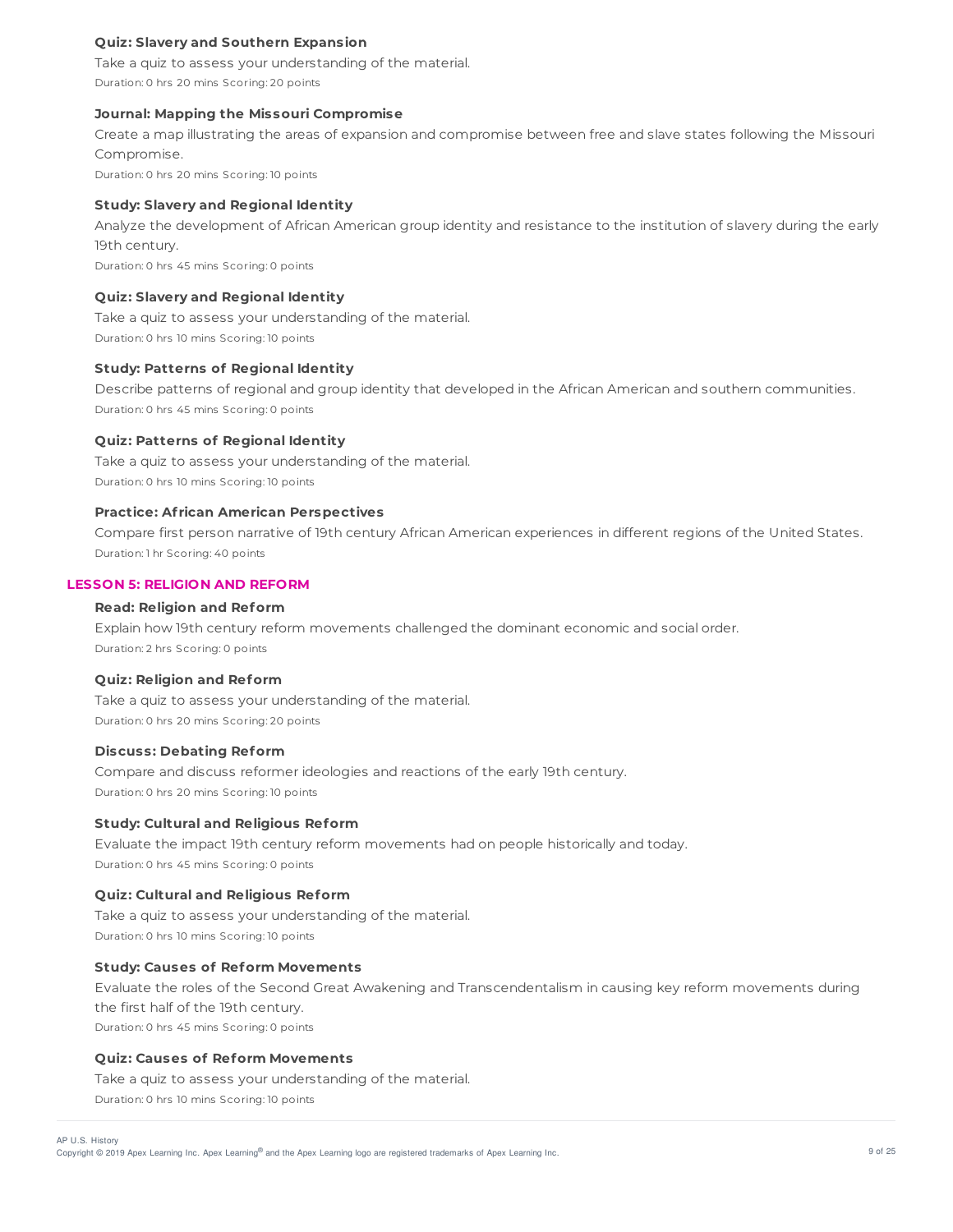### Quiz: Slavery and Southern Expansion

Take a quiz to assess your understanding of the material.

Duration: 0 hrs 20 mins Scoring: 20 points

### Journal: Mapping the Missouri Compromise

Create a map illustrating the areas of expansion and compromise between free and slave states following the Missouri Compromise.

Duration: 0 hrs 20 mins Scoring: 10 points

### Study: Slavery and Regional Identity

Analyze the development of African American group identity and resistance to the institution of slavery during the early 19th century.

Duration: 0 hrs 45 mins Scoring: 0 points

### Quiz: Slavery and Regional Identity

Take a quiz to assess your understanding of the material.

Duration: 0 hrs 10 mins Scoring: 10 points

### Study: Patterns of Regional Identity

Describe patterns of regional and group identity that developed in the African American and southern communities.

Duration: 0 hrs 45 mins Scoring: 0 points

### Quiz: Patterns of Regional Identity

Take a quiz to assess your understanding of the material.

Duration: 0 hrs 10 mins Scoring: 10 points

### Practice: African American Perspectives

Compare first person narrative of 19th century African American experiences in different regions of the United States.

Duration: 1 hr Scoring: 40 points

## LESSON 5: RELIGION AND REFORM

### Read: Religion and Reform

Explain how 19th century reform movements challenged the dominant economic and social order.

Duration: 2 hrs Scoring: 0 points

### Quiz: Religion and Reform

Take a quiz to assess your understanding of the material.

Duration: 0 hrs 20 mins Scoring: 20 points

### Discuss: Debating Reform

Compare and discuss reformer ideologies and reactions of the early 19th century.

Duration: 0 hrs 20 mins Scoring: 10 points

### Study: Cultural and Religious Reform

Evaluate the impact 19th century reform movements had on people historically and today.

Duration: 0 hrs 45 mins Scoring: 0 points

### Quiz: Cultural and Religious Reform

Take a quiz to assess your understanding of the material.

Duration: 0 hrs 10 mins Scoring: 10 points

### Study: Causes of Reform Movements

Evaluate the roles of the Second Great Awakening and Transcendentalism in causing key reform movements during the first half of the 19th century.

Duration: 0 hrs 45 mins Scoring: 0 points

### Quiz: Causes of Reform Movements

Take a quiz to assess your understanding of the material.

Duration: 0 hrs 10 mins Scoring: 10 points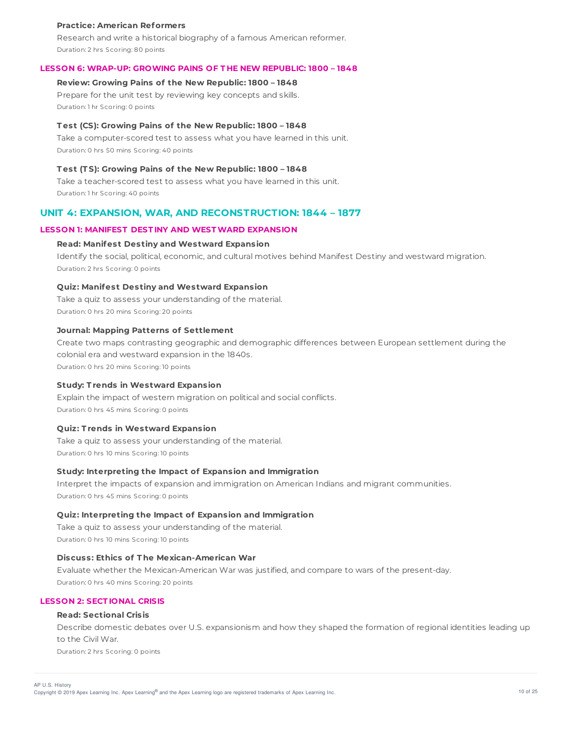**Practice: American Reformers**

Research and write a historical biography of a famous American reformer.

Duration: 2 hrs Scoring: 80 points

### LESSON 6: WRAP-UP: GROWING PAINS OF THE NEW REPUBLIC: 1800 – 1848

**Review: Growing Pains of the New Republic: 1800 – 1848**

Prepare for the unit test by reviewing key concepts and skills.

Duration: 1 hr Scoring: 0 points

**Test (CS): Growing Pains of the New Republic: 1800 – 1848**

Take a computer-scored test to assess what you have learned in this unit.

Duration: 0 hrs 50 mins Scoring: 40 points

**Test (TS): Growing Pains of the New Republic: 1800 – 1848**

Take a teacher-scored test to assess what you have learned in this unit.

Duration: 1 hr Scoring: 40 points

## UNIT 4: EXPANSION, WAR, AND RECONSTRUCTION: 1844 – 1877

### LESSON 1: MANIFEST DESTINY AND WESTWARD EXPANSION

**Read: Manifest Destiny and Westward Expansion**

Identify the social, political, economic, and cultural motives behind Manifest Destiny and westward migration.

Duration: 2 hrs Scoring: 0 points

**Quiz: Manifest Destiny and Westward Expansion**

Take a quiz to assess your understanding of the material.

Duration: 0 hrs 20 mins Scoring: 20 points

**Journal: Mapping Patterns of Settlement**

Create two maps contrasting geographic and demographic differences between European settlement during the colonial era and westward expansion in the 1840s.

Duration: 0 hrs 20 mins Scoring: 10 points

**Study: Trends in Westward Expansion**

Explain the impact of western migration on political and social conflicts.

Duration: 0 hrs 45 mins Scoring: 0 points

**Quiz: Trends in Westward Expansion**

Take a quiz to assess your understanding of the material.

Duration: 0 hrs 10 mins Scoring: 10 points

**Study: Interpreting the Impact of Expansion and Immigration**

Interpret the impacts of expansion and immigration on American Indians and migrant communities.

Duration: 0 hrs 45 mins Scoring: 0 points

**Quiz: Interpreting the Impact of Expansion and Immigration**

Take a quiz to assess your understanding of the material.

Duration: 0 hrs 10 mins Scoring: 10 points

**Discuss: Ethics of The Mexican-American War**

Evaluate whether the Mexican-American War was justified, and compare to wars of the present-day.

Duration: 0 hrs 40 mins Scoring: 20 points

### LESSON 2: SECTIONAL CRISIS

**Read: Sectional Crisis**

Describe domestic debates over U.S. expansionism and how they shaped the formation of regional identities leading up to the Civil War.

Duration: 2 hrs Scoring: 0 points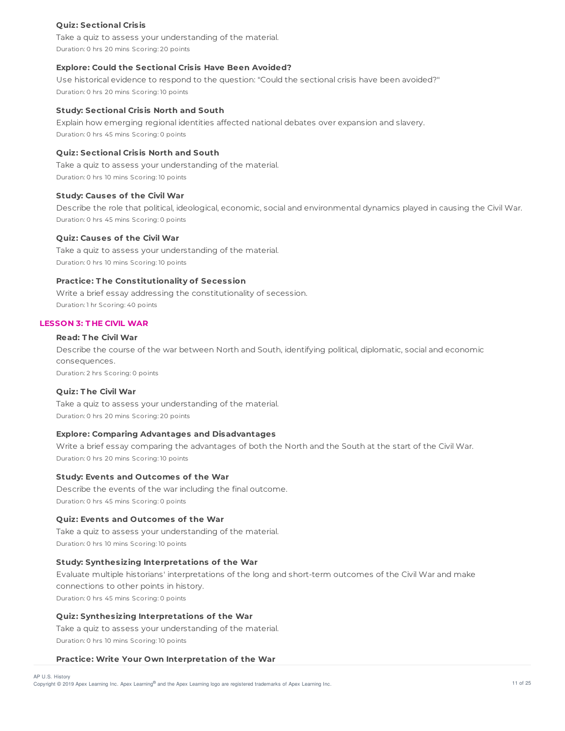**Quiz: Sectional Crisis**

Take a quiz to assess your understanding of the material.

Duration: 0 hrs 20 mins Scoring: 20 points

**Explore: Could the Sectional Crisis Have Been Avoided?**

Use historical evidence to respond to the question: "Could the sectional crisis have been avoided?"

Duration: 0 hrs 20 mins Scoring: 10 points

**Study: Sectional Crisis North and South**

Explain how emerging regional identities affected national debates over expansion and slavery.

Duration: 0 hrs 45 mins Scoring: 0 points

**Quiz: Sectional Crisis North and South**

Take a quiz to assess your understanding of the material.

Duration: 0 hrs 10 mins Scoring: 10 points

**Study: Causes of the Civil War**

Describe the role that political, ideological, economic, social and environmental dynamics played in causing the Civil War.

Duration: 0 hrs 45 mins Scoring: 0 points

**Quiz: Causes of the Civil War**

Take a quiz to assess your understanding of the material.

Duration: 0 hrs 10 mins Scoring: 10 points

**Practice: The Constitutionality of Secession**

Write a brief essay addressing the constitutionality of secession.

Duration: 1 hr Scoring: 40 points

## LESSON 3: THE CIVIL WAR

**Read: The Civil War**

Describe the course of the war between North and South, identifying political, diplomatic, social and economic consequences.

Duration: 2 hrs Scoring: 0 points

**Quiz: The Civil War**

Take a quiz to assess your understanding of the material.

Duration: 0 hrs 20 mins Scoring: 20 points

**Explore: Comparing Advantages and Disadvantages**

Write a brief essay comparing the advantages of both the North and the South at the start of the Civil War.

Duration: 0 hrs 20 mins Scoring: 10 points

**Study: Events and Outcomes of the War**

Describe the events of the war including the final outcome.

Duration: 0 hrs 45 mins Scoring: 0 points

**Quiz: Events and Outcomes of the War**

Take a quiz to assess your understanding of the material.

Duration: 0 hrs 10 mins Scoring: 10 points

**Study: Synthesizing Interpretations of the War**

Evaluate multiple historians' interpretations of the long and short-term outcomes of the Civil War and make connections to other points in history.

Duration: 0 hrs 45 mins Scoring: 0 points

**Quiz: Synthesizing Interpretations of the War**

Take a quiz to assess your understanding of the material.

Duration: 0 hrs 10 mins Scoring: 10 points

**Practice: Write Your Own Interpretation of the War**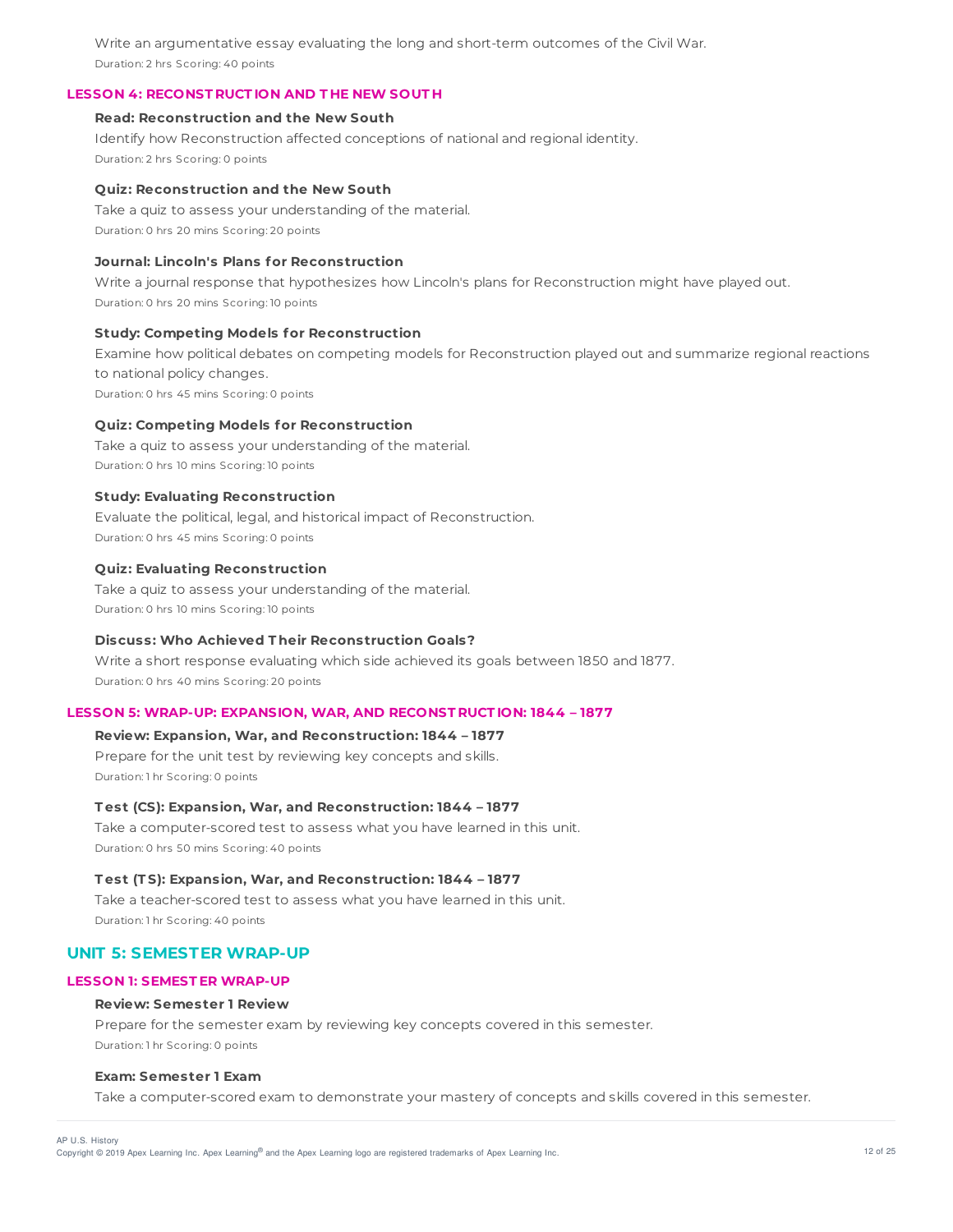Write an argumentative essay evaluating the long and short-term outcomes of the Civil War.

Duration: 2 hrs Scoring: 40 points

### LESSON 4: RECONSTRUCTION AND THE NEW SOUTH

**Read: Reconstruction and the New South**

Identify how Reconstruction affected conceptions of national and regional identity.

Duration: 2 hrs Scoring: 0 points

**Quiz: Reconstruction and the New South**

Take a quiz to assess your understanding of the material.

Duration: 0 hrs 20 mins Scoring: 20 points

**Journal: Lincoln's Plans for Reconstruction**

Write a journal response that hypothesizes how Lincoln's plans for Reconstruction might have played out.

Duration: 0 hrs 20 mins Scoring: 10 points

**Study: Competing Models for Reconstruction**

Examine how political debates on competing models for Reconstruction played out and summarize regional reactions to national policy changes.

Duration: 0 hrs 45 mins Scoring: 0 points

**Quiz: Competing Models for Reconstruction**

Take a quiz to assess your understanding of the material.

Duration: 0 hrs 10 mins Scoring: 10 points

**Study: Evaluating Reconstruction**

Evaluate the political, legal, and historical impact of Reconstruction.

Duration: 0 hrs 45 mins Scoring: 0 points

**Quiz: Evaluating Reconstruction**

Take a quiz to assess your understanding of the material.

Duration: 0 hrs 10 mins Scoring: 10 points

**Discuss: Who Achieved Their Reconstruction Goals?**

Write a short response evaluating which side achieved its goals between 1850 and 1877.

Duration: 0 hrs 40 mins Scoring: 20 points

### LESSON 5: WRAP-UP: EXPANSION, WAR, AND RECONSTRUCTION: 1844 – 1877

**Review: Expansion, War, and Reconstruction: 1844 – 1877**

Prepare for the unit test by reviewing key concepts and skills.

Duration: 1 hr Scoring: 0 points

**Test (CS): Expansion, War, and Reconstruction: 1844 – 1877**

Take a computer-scored test to assess what you have learned in this unit.

Duration: 0 hrs 50 mins Scoring: 40 points

**Test (TS): Expansion, War, and Reconstruction: 1844 – 1877**

Take a teacher-scored test to assess what you have learned in this unit.

Duration: 1 hr Scoring: 40 points

## UNIT 5: SEMESTER WRAP-UP

### LESSON 1: SEMESTER WRAP-UP

**Review: Semester 1 Review**

Prepare for the semester exam by reviewing key concepts covered in this semester.

Duration: 1 hr Scoring: 0 points

**Exam: Semester 1 Exam**

Take a computer-scored exam to demonstrate your mastery of concepts and skills covered in this semester.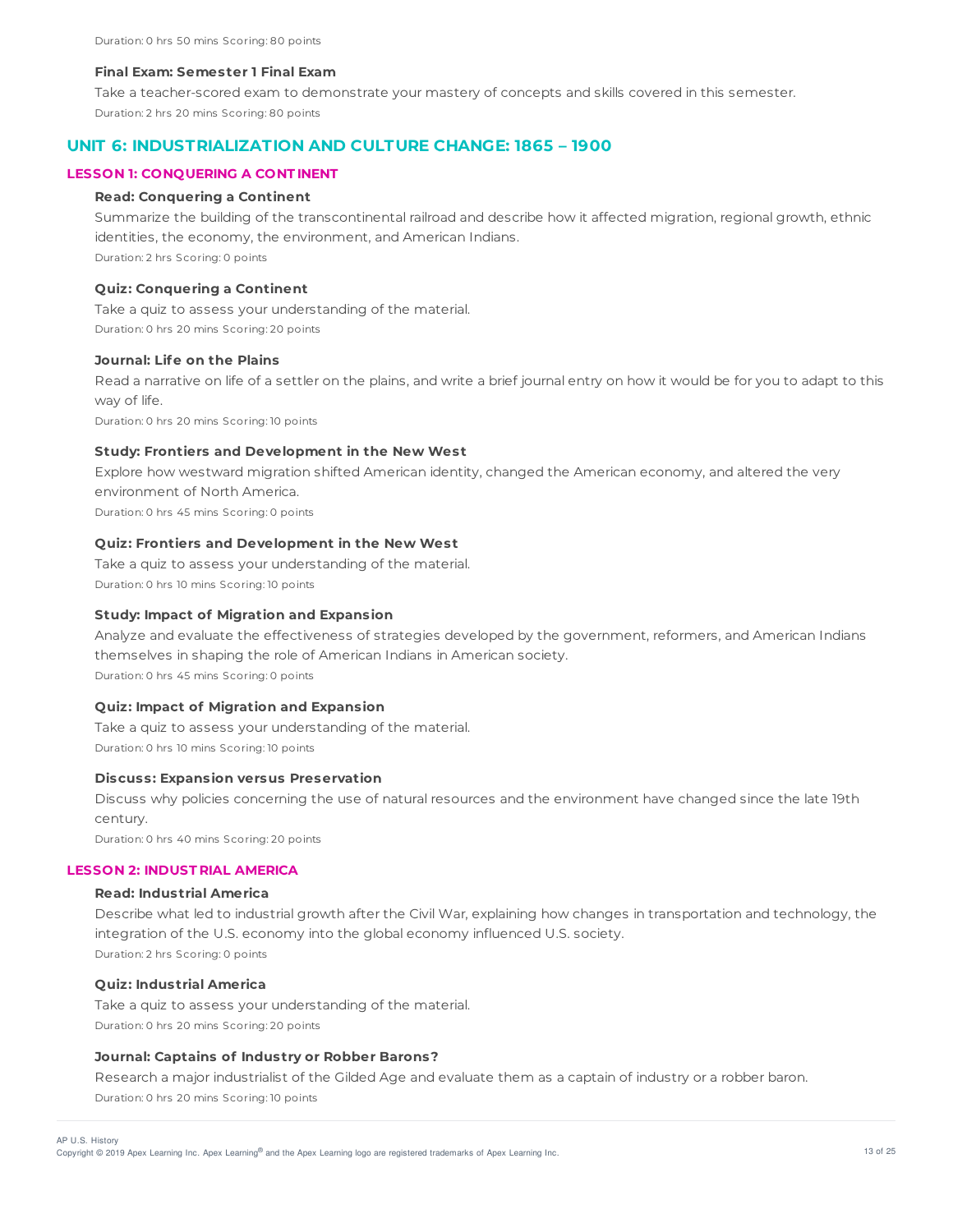Duration: 0 hrs 50 mins Scoring: 80 points

**Final Exam: Semester 1 Final Exam**

Take a teacher-scored exam to demonstrate your mastery of concepts and skills covered in this semester.

Duration: 2 hrs 20 mins Scoring: 80 points

## UNIT 6: INDUSTRIALIZATION AND CULTURE CHANGE: 1865 – 1900

### LESSON 1: CONQUERING A CONTINENT

**Read: Conquering a Continent**

Summarize the building of the transcontinental railroad and describe how it affected migration, regional growth, ethnic identities, the economy, the environment, and American Indians.

Duration: 2 hrs Scoring: 0 points

**Quiz: Conquering a Continent**

Take a quiz to assess your understanding of the material.

Duration: 0 hrs 20 mins Scoring: 20 points

**Journal: Life on the Plains**

Read a narrative on life of a settler on the plains, and write a brief journal entry on how it would be for you to adapt to this way of life.

Duration: 0 hrs 20 mins Scoring: 10 points

**Study: Frontiers and Development in the New West**

Explore how westward migration shifted American identity, changed the American economy, and altered the very environment of North America.

Duration: 0 hrs 45 mins Scoring: 0 points

**Quiz: Frontiers and Development in the New West**

Take a quiz to assess your understanding of the material.

Duration: 0 hrs 10 mins Scoring: 10 points

**Study: Impact of Migration and Expansion**

Analyze and evaluate the effectiveness of strategies developed by the government, reformers, and American Indians themselves in shaping the role of American Indians in American society.

Duration: 0 hrs 45 mins Scoring: 0 points

**Quiz: Impact of Migration and Expansion**

Take a quiz to assess your understanding of the material.

Duration: 0 hrs 10 mins Scoring: 10 points

**Discuss: Expansion versus Preservation**

Discuss why policies concerning the use of natural resources and the environment have changed since the late 19th century.

Duration: 0 hrs 40 mins Scoring: 20 points

### LESSON 2: INDUSTRIAL AMERICA

**Read: Industrial America**

Describe what led to industrial growth after the Civil War, explaining how changes in transportation and technology, the integration of the U.S. economy into the global economy influenced U.S. society.

Duration: 2 hrs Scoring: 0 points

**Quiz: Industrial America**

Take a quiz to assess your understanding of the material.

Duration: 0 hrs 20 mins Scoring: 20 points

**Journal: Captains of Industry or Robber Barons?**

Research a major industrialist of the Gilded Age and evaluate them as a captain of industry or a robber baron.

Duration: 0 hrs 20 mins Scoring: 10 points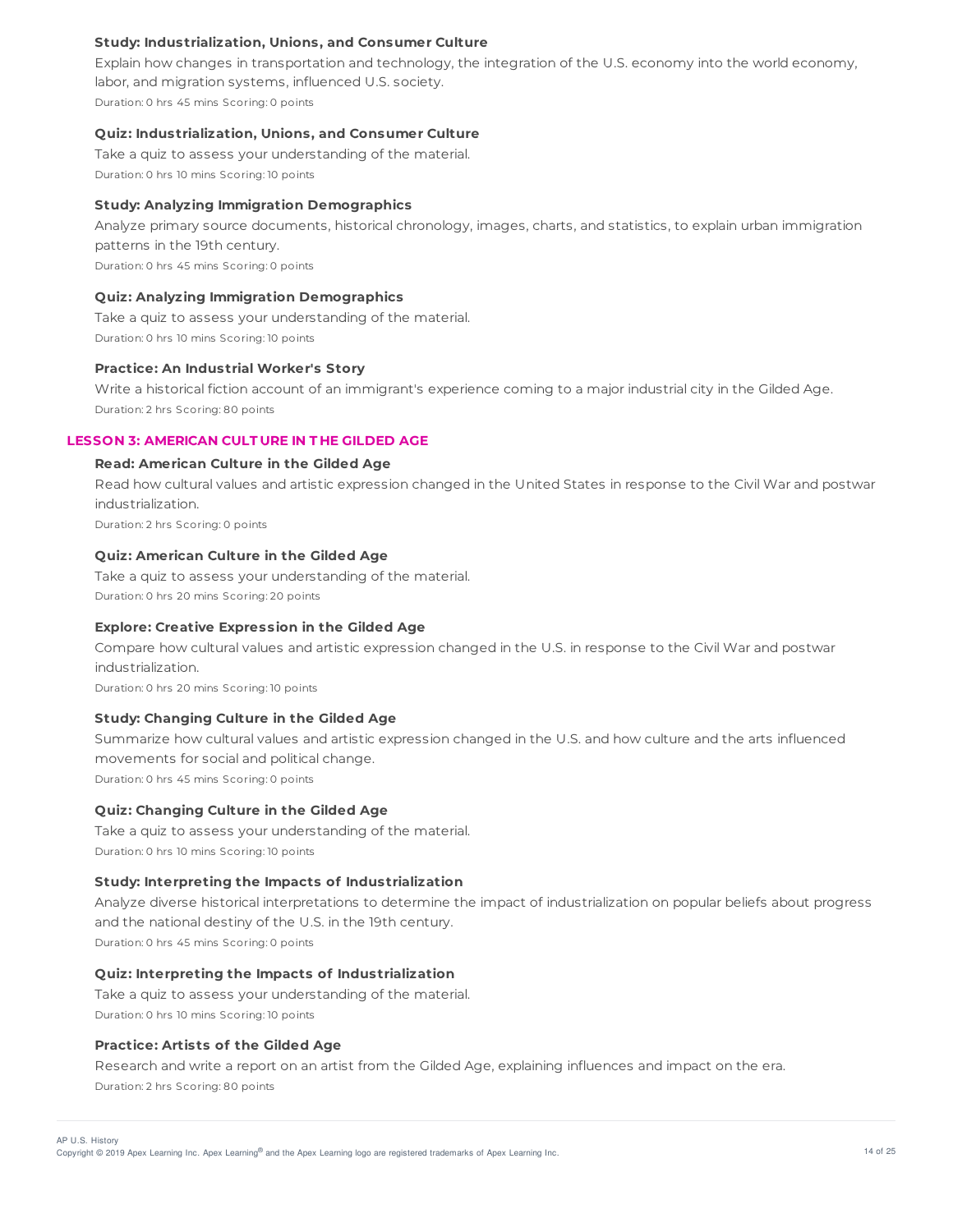#### Study: Industrialization, Unions, and Consumer Culture

Explain how changes in transportation and technology, the integration of the U.S. economy into the world economy, labor, and migration systems, influenced U.S. society.

Duration: 0 hrs 45 mins Scoring: 0 points

#### Quiz: Industrialization, Unions, and Consumer Culture

Take a quiz to assess your understanding of the material.

Duration: 0 hrs 10 mins Scoring: 10 points

#### Study: Analyzing Immigration Demographics

Analyze primary source documents, historical chronology, images, charts, and statistics, to explain urban immigration patterns in the 19th century.

Duration: 0 hrs 45 mins Scoring: 0 points

#### Quiz: Analyzing Immigration Demographics

Take a quiz to assess your understanding of the material.

Duration: 0 hrs 10 mins Scoring: 10 points

#### Practice: An Industrial Worker's Story

Write a historical fiction account of an immigrant's experience coming to a major industrial city in the Gilded Age.

Duration: 2 hrs Scoring: 80 points

### LESSON 3: AMERICAN CULTURE IN THE GILDED AGE

#### Read: American Culture in the Gilded Age

Read how cultural values and artistic expression changed in the United States in response to the Civil War and postwar industrialization.

Duration: 2 hrs Scoring: 0 points

#### Quiz: American Culture in the Gilded Age

Take a quiz to assess your understanding of the material.

Duration: 0 hrs 20 mins Scoring: 20 points

#### Explore: Creative Expression in the Gilded Age

Compare how cultural values and artistic expression changed in the U.S. in response to the Civil War and postwar industrialization.

Duration: 0 hrs 20 mins Scoring: 10 points

#### Study: Changing Culture in the Gilded Age

Summarize how cultural values and artistic expression changed in the U.S. and how culture and the arts influenced movements for social and political change.

Duration: 0 hrs 45 mins Scoring: 0 points

#### Quiz: Changing Culture in the Gilded Age

Take a quiz to assess your understanding of the material.

Duration: 0 hrs 10 mins Scoring: 10 points

#### Study: Interpreting the Impacts of Industrialization

Analyze diverse historical interpretations to determine the impact of industrialization on popular beliefs about progress and the national destiny of the U.S. in the 19th century.

Duration: 0 hrs 45 mins Scoring: 0 points

#### Quiz: Interpreting the Impacts of Industrialization

Take a quiz to assess your understanding of the material.

Duration: 0 hrs 10 mins Scoring: 10 points

#### Practice: Artists of the Gilded Age

Research and write a report on an artist from the Gilded Age, explaining influences and impact on the era.

Duration: 2 hrs Scoring: 80 points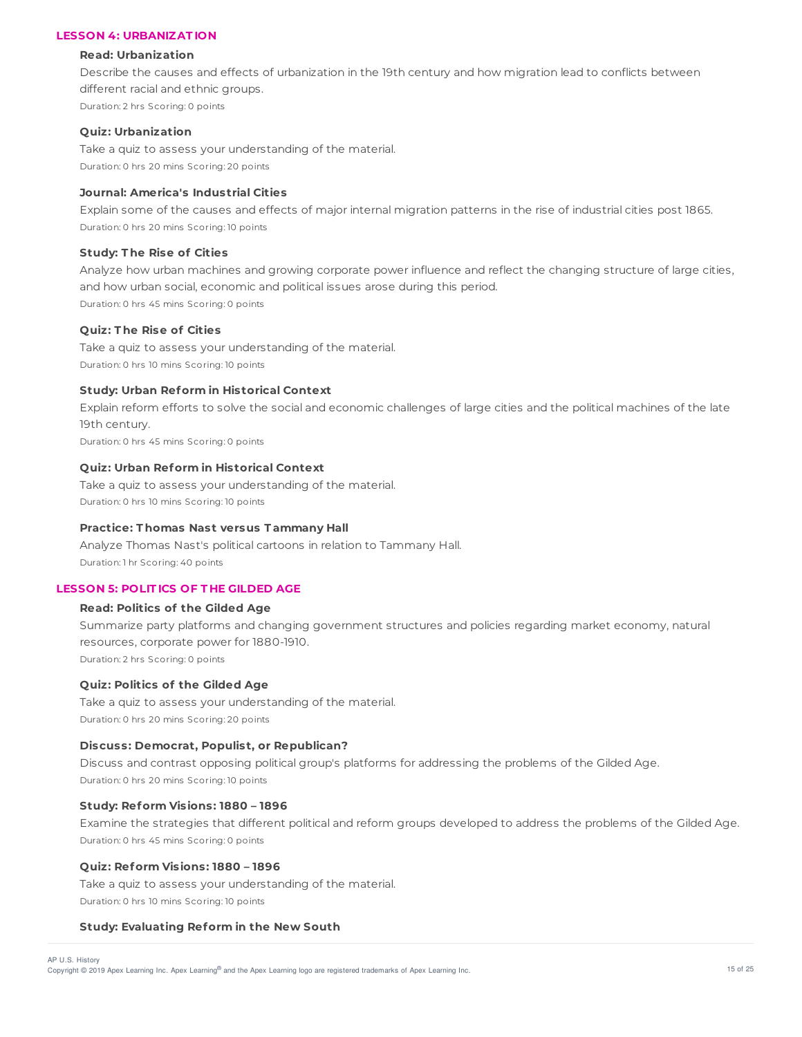## LESSON 4: URBANIZATION

### Read: Urbanization

Describe the causes and effects of urbanization in the 19th century and how migration lead to conflicts between different racial and ethnic groups.

Duration: 2 hrs Scoring: 0 points

### Quiz: Urbanization

Take a quiz to assess your understanding of the material.

Duration: 0 hrs 20 mins Scoring: 20 points

### Journal: America's Industrial Cities

Explain some of the causes and effects of major internal migration patterns in the rise of industrial cities post 1865.

Duration: 0 hrs 20 mins Scoring: 10 points

### Study: The Rise of Cities

Analyze how urban machines and growing corporate power influence and reflect the changing structure of large cities, and how urban social, economic and political issues arose during this period.

Duration: 0 hrs 45 mins Scoring: 0 points

### Quiz: The Rise of Cities

Take a quiz to assess your understanding of the material.

Duration: 0 hrs 10 mins Scoring: 10 points

### Study: Urban Reform in Historical Context

Explain reform efforts to solve the social and economic challenges of large cities and the political machines of the late 19th century.

Duration: 0 hrs 45 mins Scoring: 0 points

### Quiz: Urban Reform in Historical Context

Take a quiz to assess your understanding of the material.

Duration: 0 hrs 10 mins Scoring: 10 points

### Practice: Thomas Nast versus Tammany Hall

Analyze Thomas Nast's political cartoons in relation to Tammany Hall.

Duration: 1 hr Scoring: 40 points

## LESSON 5: POLITICS OF THE GILDED AGE

### Read: Politics of the Gilded Age

Summarize party platforms and changing government structures and policies regarding market economy, natural resources, corporate power for 1880-1910.

Duration: 2 hrs Scoring: 0 points

### Quiz: Politics of the Gilded Age

Take a quiz to assess your understanding of the material.

Duration: 0 hrs 20 mins Scoring: 20 points

### Discuss: Democrat, Populist, or Republican?

Discuss and contrast opposing political group's platforms for addressing the problems of the Gilded Age.

Duration: 0 hrs 20 mins Scoring: 10 points

### Study: Reform Visions: 1880 – 1896

Examine the strategies that different political and reform groups developed to address the problems of the Gilded Age.

Duration: 0 hrs 45 mins Scoring: 0 points

### Quiz: Reform Visions: 1880 – 1896

Take a quiz to assess your understanding of the material.

Duration: 0 hrs 10 mins Scoring: 10 points

### Study: Evaluating Reform in the New South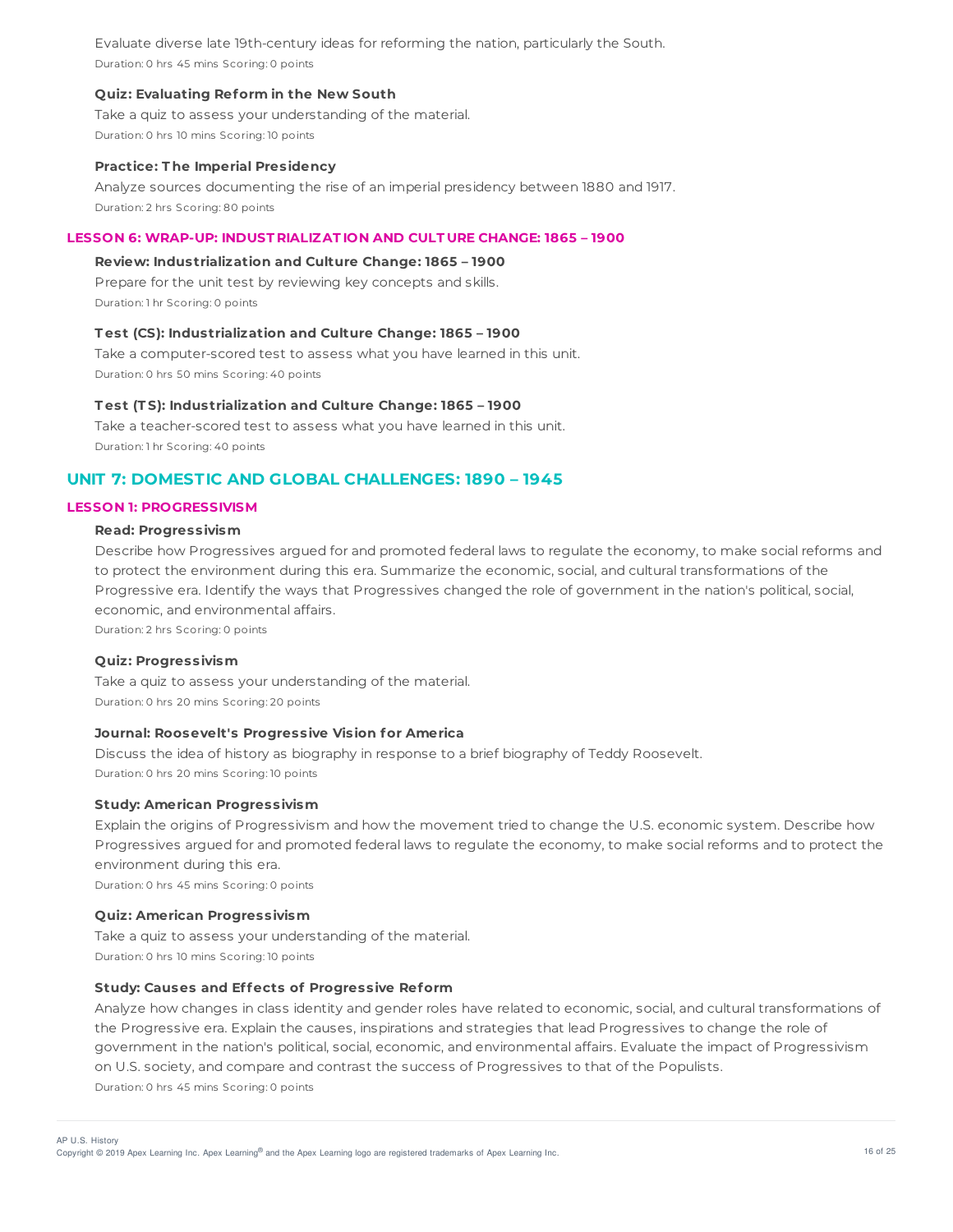Evaluate diverse late 19th-century ideas for reforming the nation, particularly the South.
Duration: 0 hrs 45 mins Scoring: 0 points

**Quiz: Evaluating Reform in the New South**

Take a quiz to assess your understanding of the material.
Duration: 0 hrs 10 mins Scoring: 10 points

**Practice: The Imperial Presidency**

Analyze sources documenting the rise of an imperial presidency between 1880 and 1917.
Duration: 2 hrs Scoring: 80 points

### LESSON 6: WRAP-UP: INDUSTRIALIZATION AND CULTURE CHANGE: 1865 – 1900

**Review: Industrialization and Culture Change: 1865 – 1900**

Prepare for the unit test by reviewing key concepts and skills.
Duration: 1 hr Scoring: 0 points

**Test (CS): Industrialization and Culture Change: 1865 – 1900**

Take a computer-scored test to assess what you have learned in this unit.
Duration: 0 hrs 50 mins Scoring: 40 points

**Test (TS): Industrialization and Culture Change: 1865 – 1900**

Take a teacher-scored test to assess what you have learned in this unit.
Duration: 1 hr Scoring: 40 points

## UNIT 7: DOMESTIC AND GLOBAL CHALLENGES: 1890 – 1945

### LESSON 1: PROGRESSIVISM

**Read: Progressivism**

Describe how Progressives argued for and promoted federal laws to regulate the economy, to make social reforms and to protect the environment during this era. Summarize the economic, social, and cultural transformations of the Progressive era. Identify the ways that Progressives changed the role of government in the nation's political, social, economic, and environmental affairs.
Duration: 2 hrs Scoring: 0 points

**Quiz: Progressivism**

Take a quiz to assess your understanding of the material.
Duration: 0 hrs 20 mins Scoring: 20 points

**Journal: Roosevelt's Progressive Vision for America**

Discuss the idea of history as biography in response to a brief biography of Teddy Roosevelt.
Duration: 0 hrs 20 mins Scoring: 10 points

**Study: American Progressivism**

Explain the origins of Progressivism and how the movement tried to change the U.S. economic system. Describe how Progressives argued for and promoted federal laws to regulate the economy, to make social reforms and to protect the environment during this era.
Duration: 0 hrs 45 mins Scoring: 0 points

**Quiz: American Progressivism**

Take a quiz to assess your understanding of the material.
Duration: 0 hrs 10 mins Scoring: 10 points

**Study: Causes and Effects of Progressive Reform**

Analyze how changes in class identity and gender roles have related to economic, social, and cultural transformations of the Progressive era. Explain the causes, inspirations and strategies that lead Progressives to change the role of government in the nation's political, social, economic, and environmental affairs. Evaluate the impact of Progressivism on U.S. society, and compare and contrast the success of Progressives to that of the Populists.
Duration: 0 hrs 45 mins Scoring: 0 points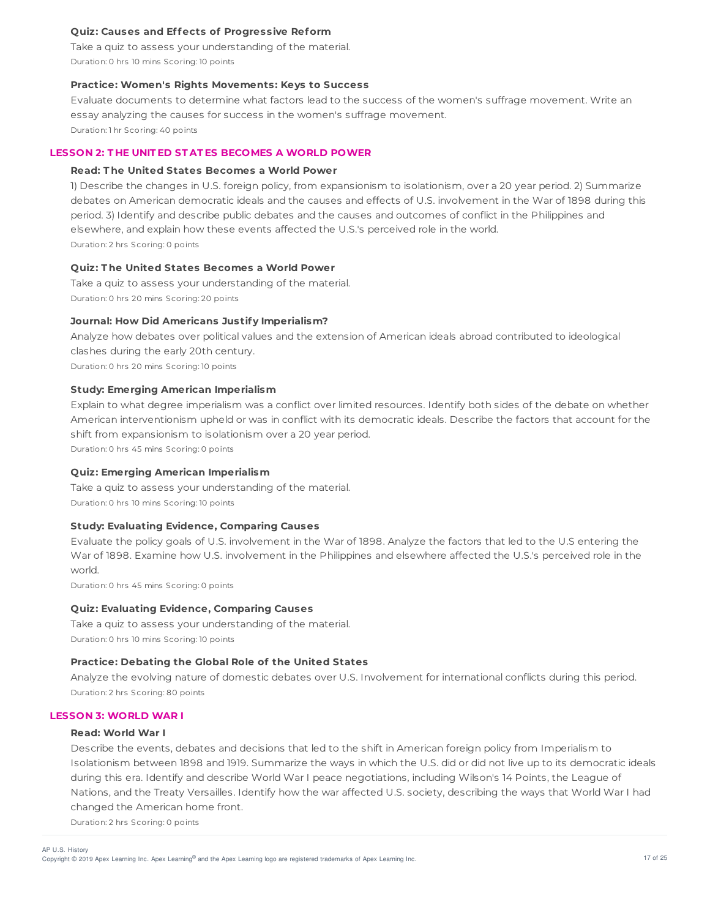#### Quiz: Causes and Effects of Progressive Reform

Take a quiz to assess your understanding of the material.

Duration: 0 hrs 10 mins Scoring: 10 points

#### Practice: Women's Rights Movements: Keys to Success

Evaluate documents to determine what factors lead to the success of the women's suffrage movement. Write an essay analyzing the causes for success in the women's suffrage movement.

Duration: 1 hr Scoring: 40 points

### LESSON 2: THE UNITED STATES BECOMES A WORLD POWER

#### Read: The United States Becomes a World Power

1) Describe the changes in U.S. foreign policy, from expansionism to isolationism, over a 20 year period. 2) Summarize debates on American democratic ideals and the causes and effects of U.S. involvement in the War of 1898 during this period. 3) Identify and describe public debates and the causes and outcomes of conflict in the Philippines and elsewhere, and explain how these events affected the U.S.'s perceived role in the world.

Duration: 2 hrs Scoring: 0 points

#### Quiz: The United States Becomes a World Power

Take a quiz to assess your understanding of the material.

Duration: 0 hrs 20 mins Scoring: 20 points

#### Journal: How Did Americans Justify Imperialism?

Analyze how debates over political values and the extension of American ideals abroad contributed to ideological clashes during the early 20th century.

Duration: 0 hrs 20 mins Scoring: 10 points

#### Study: Emerging American Imperialism

Explain to what degree imperialism was a conflict over limited resources. Identify both sides of the debate on whether American interventionism upheld or was in conflict with its democratic ideals. Describe the factors that account for the shift from expansionism to isolationism over a 20 year period.

Duration: 0 hrs 45 mins Scoring: 0 points

#### Quiz: Emerging American Imperialism

Take a quiz to assess your understanding of the material.

Duration: 0 hrs 10 mins Scoring: 10 points

#### Study: Evaluating Evidence, Comparing Causes

Evaluate the policy goals of U.S. involvement in the War of 1898. Analyze the factors that led to the U.S entering the War of 1898. Examine how U.S. involvement in the Philippines and elsewhere affected the U.S.'s perceived role in the world.

Duration: 0 hrs 45 mins Scoring: 0 points

#### Quiz: Evaluating Evidence, Comparing Causes

Take a quiz to assess your understanding of the material.

Duration: 0 hrs 10 mins Scoring: 10 points

#### Practice: Debating the Global Role of the United States

Analyze the evolving nature of domestic debates over U.S. Involvement for international conflicts during this period.

Duration: 2 hrs Scoring: 80 points

### LESSON 3: WORLD WAR I

#### Read: World War I

Describe the events, debates and decisions that led to the shift in American foreign policy from Imperialism to Isolationism between 1898 and 1919. Summarize the ways in which the U.S. did or did not live up to its democratic ideals during this era. Identify and describe World War I peace negotiations, including Wilson's 14 Points, the League of Nations, and the Treaty Versailles. Identify how the war affected U.S. society, describing the ways that World War I had changed the American home front.

Duration: 2 hrs Scoring: 0 points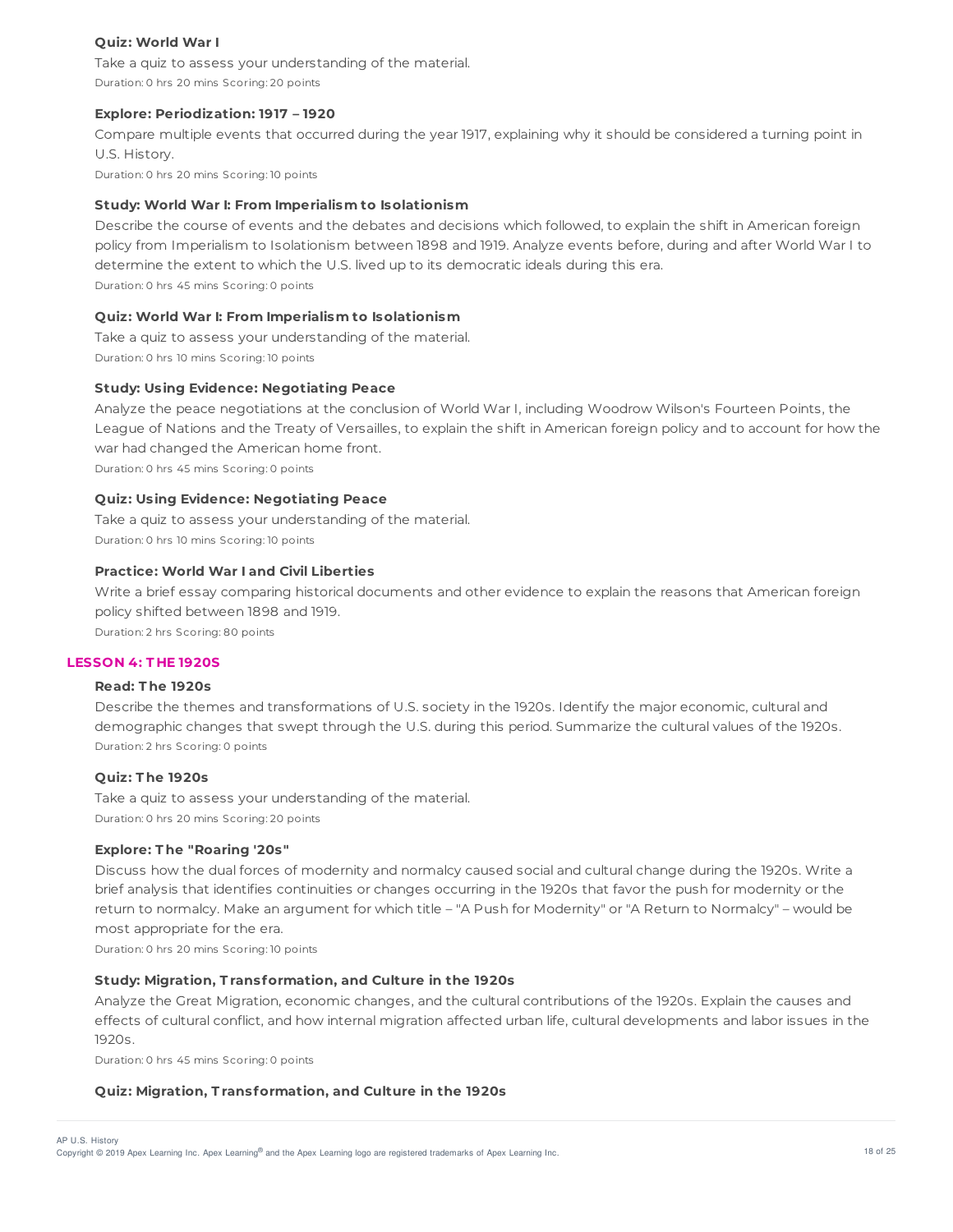**Quiz: World War I**

Take a quiz to assess your understanding of the material.

Duration: 0 hrs 20 mins Scoring: 20 points

**Explore: Periodization: 1917 – 1920**

Compare multiple events that occurred during the year 1917, explaining why it should be considered a turning point in U.S. History.

Duration: 0 hrs 20 mins Scoring: 10 points

**Study: World War I: From Imperialism to Isolationism**

Describe the course of events and the debates and decisions which followed, to explain the shift in American foreign policy from Imperialism to Isolationism between 1898 and 1919. Analyze events before, during and after World War I to determine the extent to which the U.S. lived up to its democratic ideals during this era.

Duration: 0 hrs 45 mins Scoring: 0 points

**Quiz: World War I: From Imperialism to Isolationism**

Take a quiz to assess your understanding of the material.

Duration: 0 hrs 10 mins Scoring: 10 points

**Study: Using Evidence: Negotiating Peace**

Analyze the peace negotiations at the conclusion of World War I, including Woodrow Wilson's Fourteen Points, the League of Nations and the Treaty of Versailles, to explain the shift in American foreign policy and to account for how the war had changed the American home front.

Duration: 0 hrs 45 mins Scoring: 0 points

**Quiz: Using Evidence: Negotiating Peace**

Take a quiz to assess your understanding of the material.

Duration: 0 hrs 10 mins Scoring: 10 points

**Practice: World War I and Civil Liberties**

Write a brief essay comparing historical documents and other evidence to explain the reasons that American foreign policy shifted between 1898 and 1919.

Duration: 2 hrs Scoring: 80 points

## LESSON 4: THE 1920S

**Read: The 1920s**

Describe the themes and transformations of U.S. society in the 1920s. Identify the major economic, cultural and demographic changes that swept through the U.S. during this period. Summarize the cultural values of the 1920s.

Duration: 2 hrs Scoring: 0 points

**Quiz: The 1920s**

Take a quiz to assess your understanding of the material.

Duration: 0 hrs 20 mins Scoring: 20 points

**Explore: The "Roaring '20s"**

Discuss how the dual forces of modernity and normalcy caused social and cultural change during the 1920s. Write a brief analysis that identifies continuities or changes occurring in the 1920s that favor the push for modernity or the return to normalcy. Make an argument for which title – "A Push for Modernity" or "A Return to Normalcy" – would be most appropriate for the era.

Duration: 0 hrs 20 mins Scoring: 10 points

**Study: Migration, Transformation, and Culture in the 1920s**

Analyze the Great Migration, economic changes, and the cultural contributions of the 1920s. Explain the causes and effects of cultural conflict, and how internal migration affected urban life, cultural developments and labor issues in the 1920s.

Duration: 0 hrs 45 mins Scoring: 0 points

**Quiz: Migration, Transformation, and Culture in the 1920s**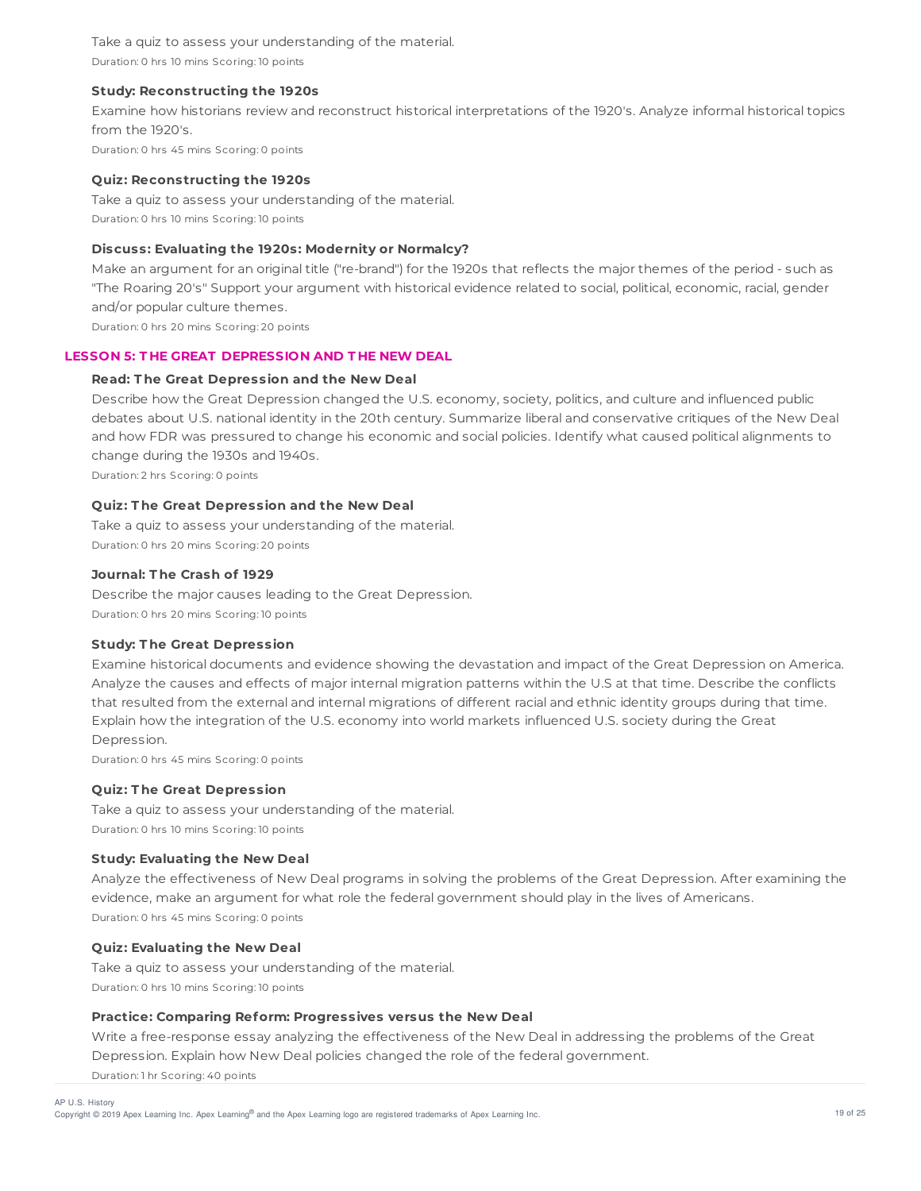Take a quiz to assess your understanding of the material.

Duration: 0 hrs 10 mins Scoring: 10 points

**Study: Reconstructing the 1920s**

Examine how historians review and reconstruct historical interpretations of the 1920's. Analyze informal historical topics from the 1920's.

Duration: 0 hrs 45 mins Scoring: 0 points

**Quiz: Reconstructing the 1920s**

Take a quiz to assess your understanding of the material.

Duration: 0 hrs 10 mins Scoring: 10 points

**Discuss: Evaluating the 1920s: Modernity or Normalcy?**

Make an argument for an original title ("re-brand") for the 1920s that reflects the major themes of the period - such as "The Roaring 20's" Support your argument with historical evidence related to social, political, economic, racial, gender and/or popular culture themes.

Duration: 0 hrs 20 mins Scoring: 20 points

## LESSON 5: THE GREAT DEPRESSION AND THE NEW DEAL

**Read: The Great Depression and the New Deal**

Describe how the Great Depression changed the U.S. economy, society, politics, and culture and influenced public debates about U.S. national identity in the 20th century. Summarize liberal and conservative critiques of the New Deal and how FDR was pressured to change his economic and social policies. Identify what caused political alignments to change during the 1930s and 1940s.

Duration: 2 hrs Scoring: 0 points

**Quiz: The Great Depression and the New Deal**

Take a quiz to assess your understanding of the material.

Duration: 0 hrs 20 mins Scoring: 20 points

**Journal: The Crash of 1929**

Describe the major causes leading to the Great Depression.

Duration: 0 hrs 20 mins Scoring: 10 points

**Study: The Great Depression**

Examine historical documents and evidence showing the devastation and impact of the Great Depression on America. Analyze the causes and effects of major internal migration patterns within the U.S at that time. Describe the conflicts that resulted from the external and internal migrations of different racial and ethnic identity groups during that time. Explain how the integration of the U.S. economy into world markets influenced U.S. society during the Great Depression.

Duration: 0 hrs 45 mins Scoring: 0 points

**Quiz: The Great Depression**

Take a quiz to assess your understanding of the material.

Duration: 0 hrs 10 mins Scoring: 10 points

**Study: Evaluating the New Deal**

Analyze the effectiveness of New Deal programs in solving the problems of the Great Depression. After examining the evidence, make an argument for what role the federal government should play in the lives of Americans.

Duration: 0 hrs 45 mins Scoring: 0 points

**Quiz: Evaluating the New Deal**

Take a quiz to assess your understanding of the material.

Duration: 0 hrs 10 mins Scoring: 10 points

**Practice: Comparing Reform: Progressives versus the New Deal**

Write a free-response essay analyzing the effectiveness of the New Deal in addressing the problems of the Great Depression. Explain how New Deal policies changed the role of the federal government.

Duration: 1 hr Scoring: 40 points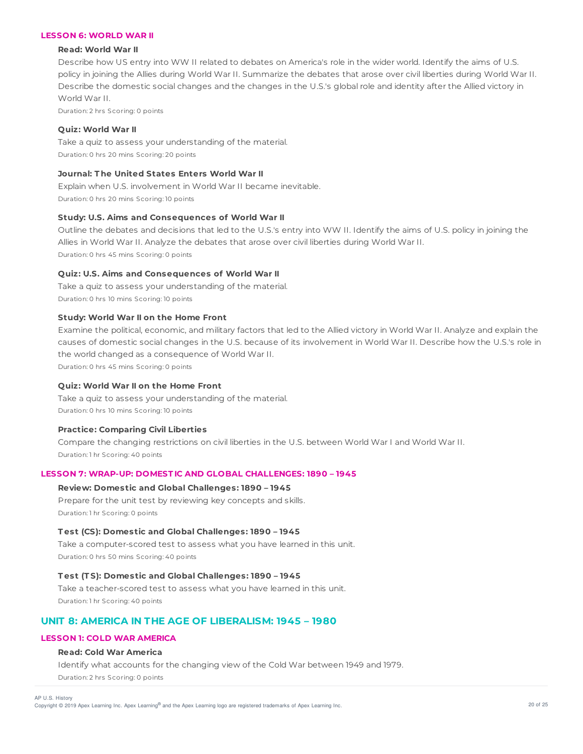### LESSON 6: WORLD WAR II

**Read: World War II**

Describe how US entry into WW II related to debates on America's role in the wider world. Identify the aims of U.S. policy in joining the Allies during World War II. Summarize the debates that arose over civil liberties during World War II. Describe the domestic social changes and the changes in the U.S.'s global role and identity after the Allied victory in World War II.

Duration: 2 hrs Scoring: 0 points

**Quiz: World War II**

Take a quiz to assess your understanding of the material.

Duration: 0 hrs 20 mins Scoring: 20 points

**Journal: The United States Enters World War II**

Explain when U.S. involvement in World War II became inevitable.

Duration: 0 hrs 20 mins Scoring: 10 points

**Study: U.S. Aims and Consequences of World War II**

Outline the debates and decisions that led to the U.S.'s entry into WW II. Identify the aims of U.S. policy in joining the Allies in World War II. Analyze the debates that arose over civil liberties during World War II.

Duration: 0 hrs 45 mins Scoring: 0 points

**Quiz: U.S. Aims and Consequences of World War II**

Take a quiz to assess your understanding of the material.

Duration: 0 hrs 10 mins Scoring: 10 points

**Study: World War II on the Home Front**

Examine the political, economic, and military factors that led to the Allied victory in World War II. Analyze and explain the causes of domestic social changes in the U.S. because of its involvement in World War II. Describe how the U.S.'s role in the world changed as a consequence of World War II.

Duration: 0 hrs 45 mins Scoring: 0 points

**Quiz: World War II on the Home Front**

Take a quiz to assess your understanding of the material.

Duration: 0 hrs 10 mins Scoring: 10 points

**Practice: Comparing Civil Liberties**

Compare the changing restrictions on civil liberties in the U.S. between World War I and World War II.

Duration: 1 hr Scoring: 40 points

### LESSON 7: WRAP-UP: DOMESTIC AND GLOBAL CHALLENGES: 1890 – 1945

**Review: Domestic and Global Challenges: 1890 – 1945**

Prepare for the unit test by reviewing key concepts and skills.

Duration: 1 hr Scoring: 0 points

**Test (CS): Domestic and Global Challenges: 1890 – 1945**

Take a computer-scored test to assess what you have learned in this unit.

Duration: 0 hrs 50 mins Scoring: 40 points

**Test (TS): Domestic and Global Challenges: 1890 – 1945**

Take a teacher-scored test to assess what you have learned in this unit.

Duration: 1 hr Scoring: 40 points

## UNIT 8: AMERICA IN THE AGE OF LIBERALISM: 1945 – 1980

### LESSON 1: COLD WAR AMERICA

**Read: Cold War America**

Identify what accounts for the changing view of the Cold War between 1949 and 1979.

Duration: 2 hrs Scoring: 0 points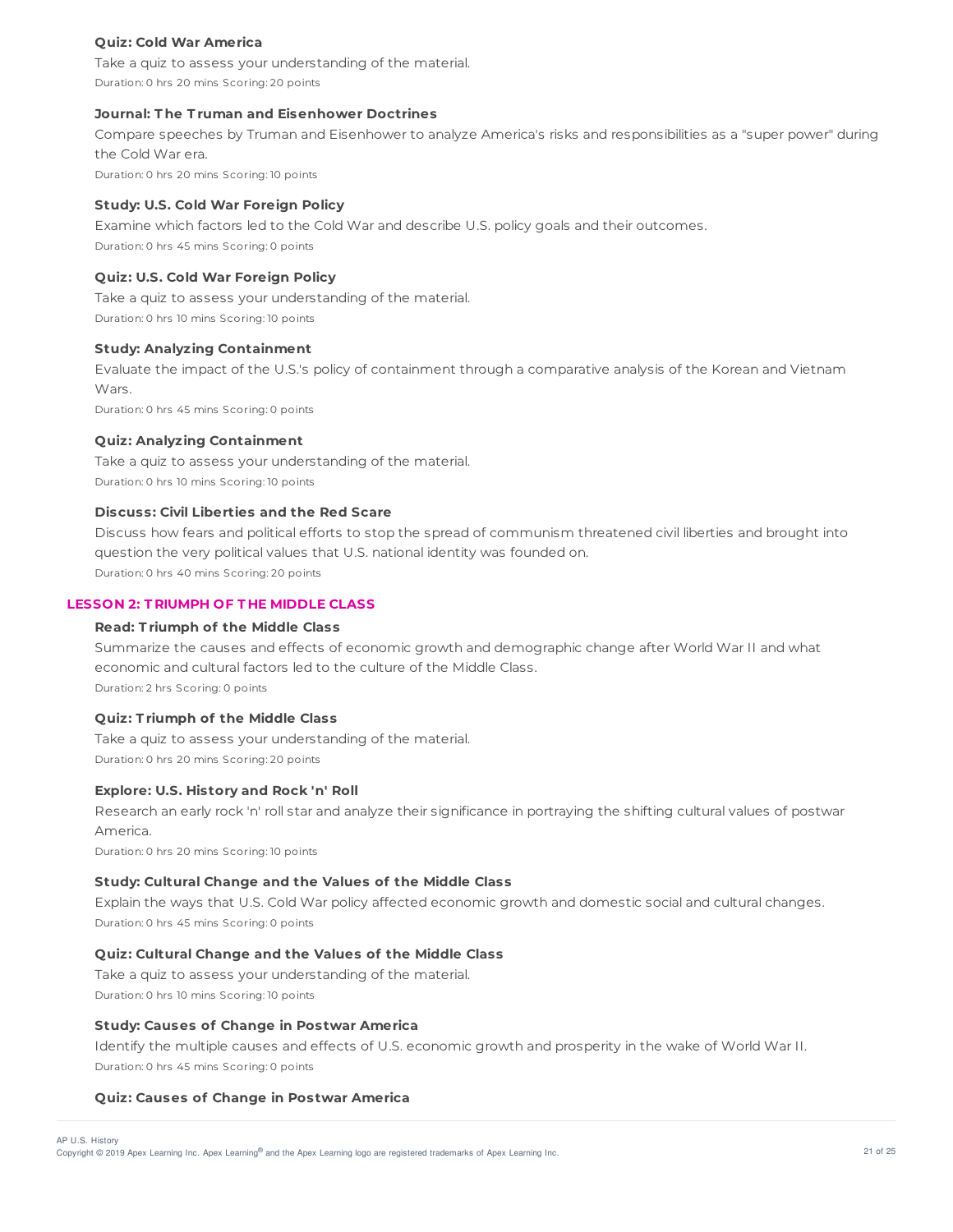**Quiz: Cold War America**

Take a quiz to assess your understanding of the material.

Duration: 0 hrs 20 mins Scoring: 20 points

**Journal: The Truman and Eisenhower Doctrines**

Compare speeches by Truman and Eisenhower to analyze America's risks and responsibilities as a "super power" during the Cold War era.

Duration: 0 hrs 20 mins Scoring: 10 points

**Study: U.S. Cold War Foreign Policy**

Examine which factors led to the Cold War and describe U.S. policy goals and their outcomes.

Duration: 0 hrs 45 mins Scoring: 0 points

**Quiz: U.S. Cold War Foreign Policy**

Take a quiz to assess your understanding of the material.

Duration: 0 hrs 10 mins Scoring: 10 points

**Study: Analyzing Containment**

Evaluate the impact of the U.S.'s policy of containment through a comparative analysis of the Korean and Vietnam Wars.

Duration: 0 hrs 45 mins Scoring: 0 points

**Quiz: Analyzing Containment**

Take a quiz to assess your understanding of the material.

Duration: 0 hrs 10 mins Scoring: 10 points

**Discuss: Civil Liberties and the Red Scare**

Discuss how fears and political efforts to stop the spread of communism threatened civil liberties and brought into question the very political values that U.S. national identity was founded on.

Duration: 0 hrs 40 mins Scoring: 20 points

## LESSON 2: TRIUMPH OF THE MIDDLE CLASS

**Read: Triumph of the Middle Class**

Summarize the causes and effects of economic growth and demographic change after World War II and what economic and cultural factors led to the culture of the Middle Class.

Duration: 2 hrs Scoring: 0 points

**Quiz: Triumph of the Middle Class**

Take a quiz to assess your understanding of the material.

Duration: 0 hrs 20 mins Scoring: 20 points

**Explore: U.S. History and Rock 'n' Roll**

Research an early rock 'n' roll star and analyze their significance in portraying the shifting cultural values of postwar America.

Duration: 0 hrs 20 mins Scoring: 10 points

**Study: Cultural Change and the Values of the Middle Class**

Explain the ways that U.S. Cold War policy affected economic growth and domestic social and cultural changes.

Duration: 0 hrs 45 mins Scoring: 0 points

**Quiz: Cultural Change and the Values of the Middle Class**

Take a quiz to assess your understanding of the material.

Duration: 0 hrs 10 mins Scoring: 10 points

**Study: Causes of Change in Postwar America**

Identify the multiple causes and effects of U.S. economic growth and prosperity in the wake of World War II.

Duration: 0 hrs 45 mins Scoring: 0 points

**Quiz: Causes of Change in Postwar America**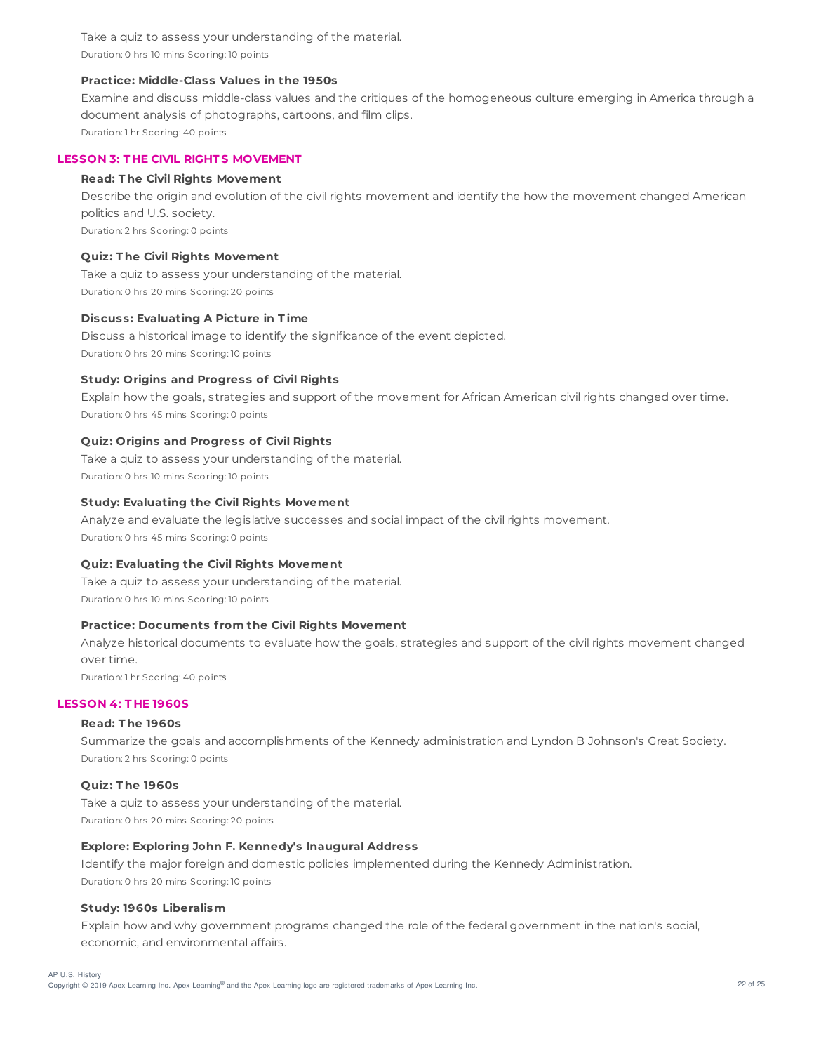Take a quiz to assess your understanding of the material.

Duration: 0 hrs 10 mins Scoring: 10 points

### Practice: Middle-Class Values in the 1950s

Examine and discuss middle-class values and the critiques of the homogeneous culture emerging in America through a document analysis of photographs, cartoons, and film clips.

Duration: 1 hr Scoring: 40 points

## LESSON 3: THE CIVIL RIGHTS MOVEMENT

### Read: The Civil Rights Movement

Describe the origin and evolution of the civil rights movement and identify the how the movement changed American politics and U.S. society.

Duration: 2 hrs Scoring: 0 points

### Quiz: The Civil Rights Movement

Take a quiz to assess your understanding of the material.

Duration: 0 hrs 20 mins Scoring: 20 points

### Discuss: Evaluating A Picture in Time

Discuss a historical image to identify the significance of the event depicted.

Duration: 0 hrs 20 mins Scoring: 10 points

### Study: Origins and Progress of Civil Rights

Explain how the goals, strategies and support of the movement for African American civil rights changed over time.

Duration: 0 hrs 45 mins Scoring: 0 points

### Quiz: Origins and Progress of Civil Rights

Take a quiz to assess your understanding of the material.

Duration: 0 hrs 10 mins Scoring: 10 points

### Study: Evaluating the Civil Rights Movement

Analyze and evaluate the legislative successes and social impact of the civil rights movement.

Duration: 0 hrs 45 mins Scoring: 0 points

### Quiz: Evaluating the Civil Rights Movement

Take a quiz to assess your understanding of the material.

Duration: 0 hrs 10 mins Scoring: 10 points

### Practice: Documents from the Civil Rights Movement

Analyze historical documents to evaluate how the goals, strategies and support of the civil rights movement changed over time.

Duration: 1 hr Scoring: 40 points

## LESSON 4: THE 1960S

### Read: The 1960s

Summarize the goals and accomplishments of the Kennedy administration and Lyndon B Johnson's Great Society.

Duration: 2 hrs Scoring: 0 points

### Quiz: The 1960s

Take a quiz to assess your understanding of the material.

Duration: 0 hrs 20 mins Scoring: 20 points

### Explore: Exploring John F. Kennedy's Inaugural Address

Identify the major foreign and domestic policies implemented during the Kennedy Administration.

Duration: 0 hrs 20 mins Scoring: 10 points

### Study: 1960s Liberalism

Explain how and why government programs changed the role of the federal government in the nation's social, economic, and environmental affairs.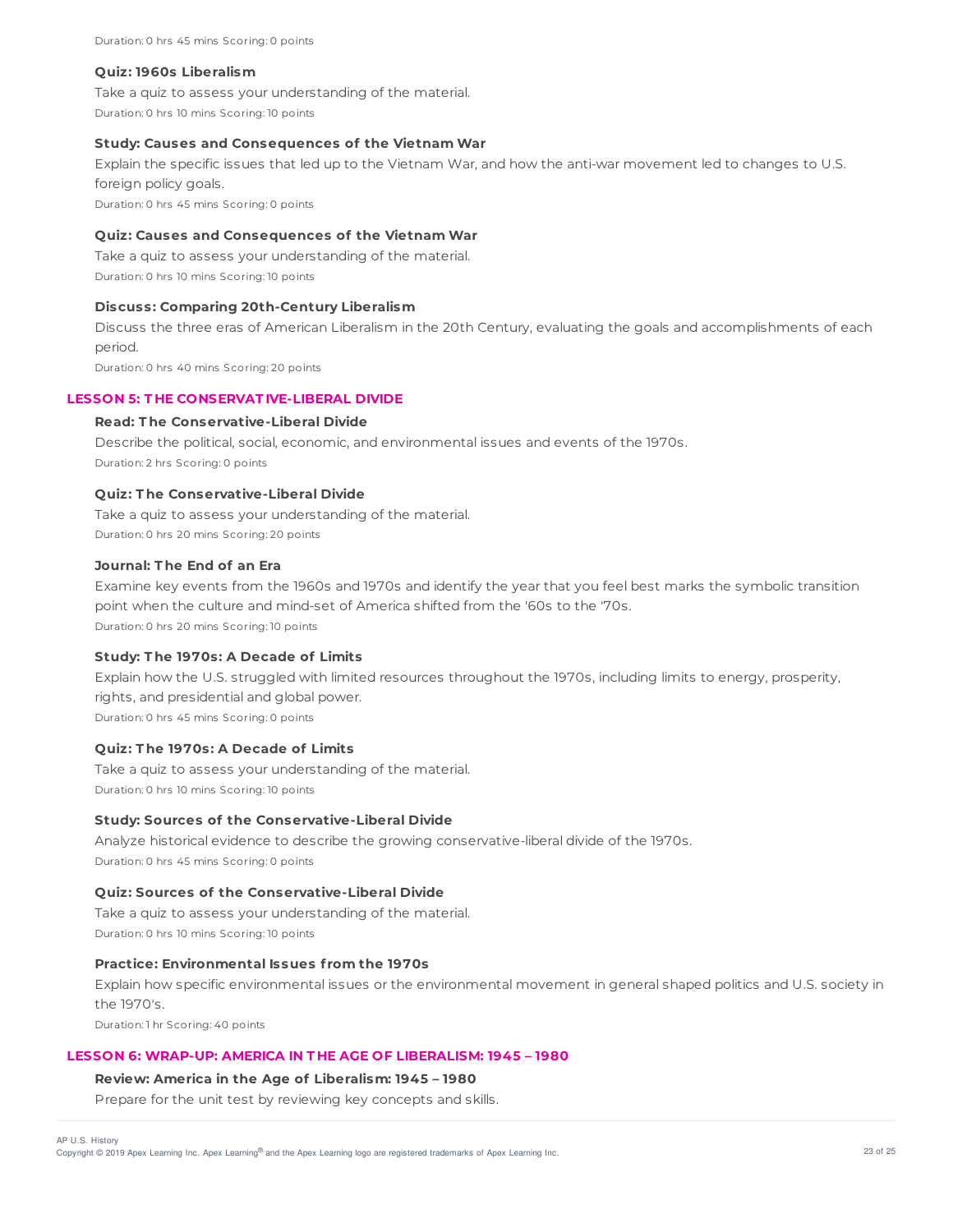Duration: 0 hrs 45 mins Scoring: 0 points

**Quiz: 1960s Liberalism**

Take a quiz to assess your understanding of the material.

Duration: 0 hrs 10 mins Scoring: 10 points

**Study: Causes and Consequences of the Vietnam War**

Explain the specific issues that led up to the Vietnam War, and how the anti-war movement led to changes to U.S. foreign policy goals.

Duration: 0 hrs 45 mins Scoring: 0 points

**Quiz: Causes and Consequences of the Vietnam War**

Take a quiz to assess your understanding of the material.

Duration: 0 hrs 10 mins Scoring: 10 points

**Discuss: Comparing 20th-Century Liberalism**

Discuss the three eras of American Liberalism in the 20th Century, evaluating the goals and accomplishments of each period.

Duration: 0 hrs 40 mins Scoring: 20 points

## LESSON 5: THE CONSERVATIVE-LIBERAL DIVIDE

**Read: The Conservative-Liberal Divide**

Describe the political, social, economic, and environmental issues and events of the 1970s.

Duration: 2 hrs Scoring: 0 points

**Quiz: The Conservative-Liberal Divide**

Take a quiz to assess your understanding of the material.

Duration: 0 hrs 20 mins Scoring: 20 points

**Journal: The End of an Era**

Examine key events from the 1960s and 1970s and identify the year that you feel best marks the symbolic transition point when the culture and mind-set of America shifted from the '60s to the '70s.

Duration: 0 hrs 20 mins Scoring: 10 points

**Study: The 1970s: A Decade of Limits**

Explain how the U.S. struggled with limited resources throughout the 1970s, including limits to energy, prosperity, rights, and presidential and global power.

Duration: 0 hrs 45 mins Scoring: 0 points

**Quiz: The 1970s: A Decade of Limits**

Take a quiz to assess your understanding of the material.

Duration: 0 hrs 10 mins Scoring: 10 points

**Study: Sources of the Conservative-Liberal Divide**

Analyze historical evidence to describe the growing conservative-liberal divide of the 1970s.

Duration: 0 hrs 45 mins Scoring: 0 points

**Quiz: Sources of the Conservative-Liberal Divide**

Take a quiz to assess your understanding of the material.

Duration: 0 hrs 10 mins Scoring: 10 points

**Practice: Environmental Issues from the 1970s**

Explain how specific environmental issues or the environmental movement in general shaped politics and U.S. society in the 1970's.

Duration: 1 hr Scoring: 40 points

## LESSON 6: WRAP-UP: AMERICA IN THE AGE OF LIBERALISM: 1945 – 1980

**Review: America in the Age of Liberalism: 1945 – 1980**

Prepare for the unit test by reviewing key concepts and skills.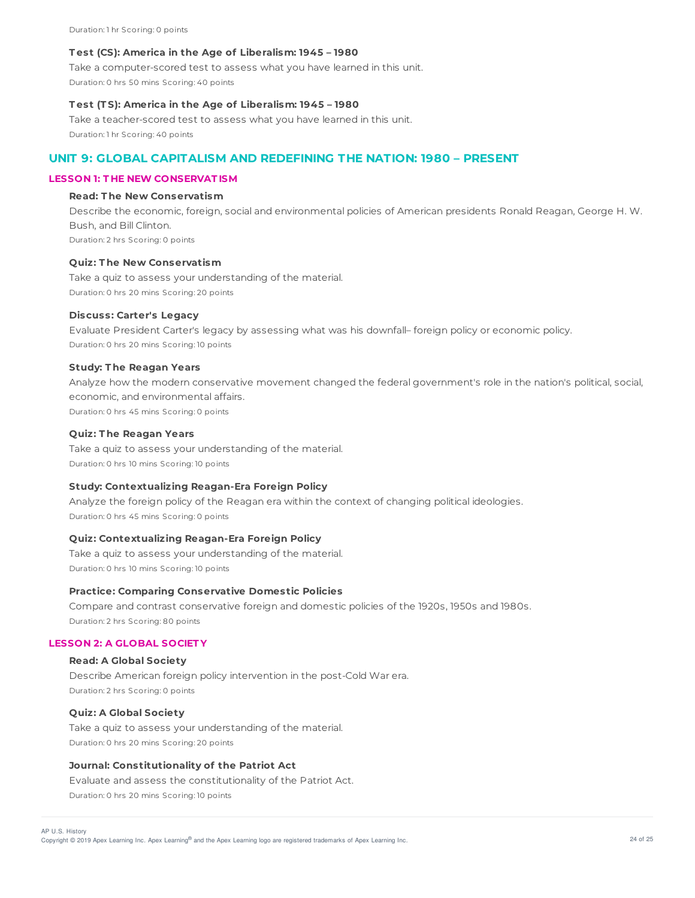Duration: 1 hr Scoring: 0 points

#### Test (CS): America in the Age of Liberalism: 1945 – 1980

Take a computer-scored test to assess what you have learned in this unit.

Duration: 0 hrs 50 mins Scoring: 40 points

#### Test (TS): America in the Age of Liberalism: 1945 – 1980

Take a teacher-scored test to assess what you have learned in this unit.

Duration: 1 hr Scoring: 40 points

## UNIT 9: GLOBAL CAPITALISM AND REDEFINING THE NATION: 1980 – PRESENT

### LESSON 1: THE NEW CONSERVATISM

#### Read: The New Conservatism

Describe the economic, foreign, social and environmental policies of American presidents Ronald Reagan, George H. W. Bush, and Bill Clinton.

Duration: 2 hrs Scoring: 0 points

#### Quiz: The New Conservatism

Take a quiz to assess your understanding of the material.

Duration: 0 hrs 20 mins Scoring: 20 points

#### Discuss: Carter's Legacy

Evaluate President Carter's legacy by assessing what was his downfall– foreign policy or economic policy.

Duration: 0 hrs 20 mins Scoring: 10 points

#### Study: The Reagan Years

Analyze how the modern conservative movement changed the federal government's role in the nation's political, social, economic, and environmental affairs.

Duration: 0 hrs 45 mins Scoring: 0 points

#### Quiz: The Reagan Years

Take a quiz to assess your understanding of the material.

Duration: 0 hrs 10 mins Scoring: 10 points

#### Study: Contextualizing Reagan-Era Foreign Policy

Analyze the foreign policy of the Reagan era within the context of changing political ideologies.

Duration: 0 hrs 45 mins Scoring: 0 points

#### Quiz: Contextualizing Reagan-Era Foreign Policy

Take a quiz to assess your understanding of the material.

Duration: 0 hrs 10 mins Scoring: 10 points

#### Practice: Comparing Conservative Domestic Policies

Compare and contrast conservative foreign and domestic policies of the 1920s, 1950s and 1980s.

Duration: 2 hrs Scoring: 80 points

### LESSON 2: A GLOBAL SOCIETY

#### Read: A Global Society

Describe American foreign policy intervention in the post-Cold War era.

Duration: 2 hrs Scoring: 0 points

#### Quiz: A Global Society

Take a quiz to assess your understanding of the material.

Duration: 0 hrs 20 mins Scoring: 20 points

#### Journal: Constitutionality of the Patriot Act

Evaluate and assess the constitutionality of the Patriot Act.

Duration: 0 hrs 20 mins Scoring: 10 points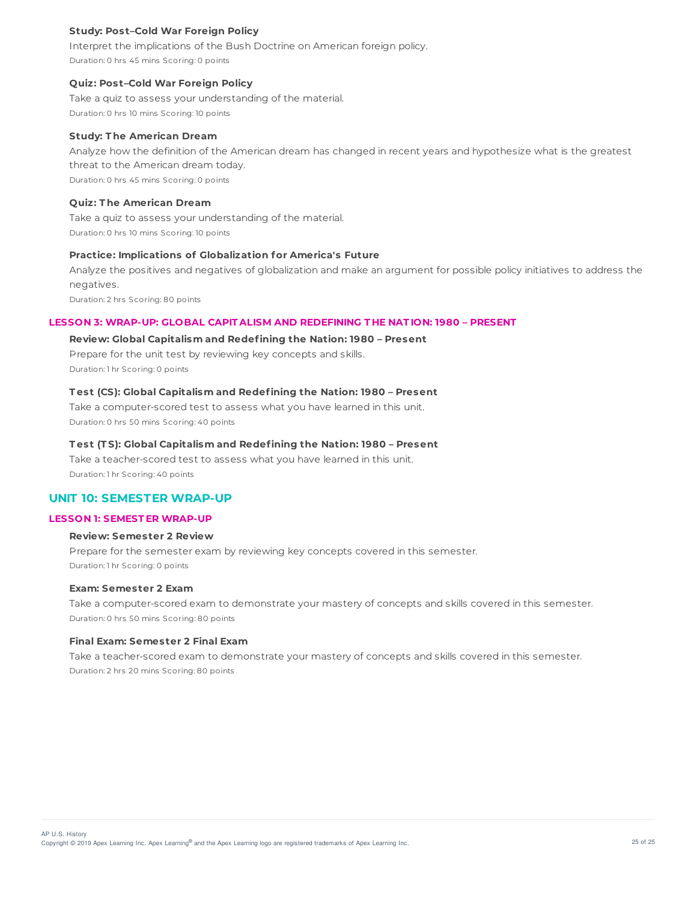**Study: Post–Cold War Foreign Policy**

Interpret the implications of the Bush Doctrine on American foreign policy.

Duration: 0 hrs 45 mins Scoring: 0 points

**Quiz: Post–Cold War Foreign Policy**

Take a quiz to assess your understanding of the material.

Duration: 0 hrs 10 mins Scoring: 10 points

**Study: The American Dream**

Analyze how the definition of the American dream has changed in recent years and hypothesize what is the greatest threat to the American dream today.

Duration: 0 hrs 45 mins Scoring: 0 points

**Quiz: The American Dream**

Take a quiz to assess your understanding of the material.

Duration: 0 hrs 10 mins Scoring: 10 points

**Practice: Implications of Globalization for America's Future**

Analyze the positives and negatives of globalization and make an argument for possible policy initiatives to address the negatives.

Duration: 2 hrs Scoring: 80 points

### LESSON 3: WRAP-UP: GLOBAL CAPITALISM AND REDEFINING THE NATION: 1980 – PRESENT

**Review: Global Capitalism and Redefining the Nation: 1980 – Present**

Prepare for the unit test by reviewing key concepts and skills.

Duration: 1 hr Scoring: 0 points

**Test (CS): Global Capitalism and Redefining the Nation: 1980 – Present**

Take a computer-scored test to assess what you have learned in this unit.

Duration: 0 hrs 50 mins Scoring: 40 points

**Test (TS): Global Capitalism and Redefining the Nation: 1980 – Present**

Take a teacher-scored test to assess what you have learned in this unit.

Duration: 1 hr Scoring: 40 points

## UNIT 10: SEMESTER WRAP-UP

### LESSON 1: SEMESTER WRAP-UP

**Review: Semester 2 Review**

Prepare for the semester exam by reviewing key concepts covered in this semester.

Duration: 1 hr Scoring: 0 points

**Exam: Semester 2 Exam**

Take a computer-scored exam to demonstrate your mastery of concepts and skills covered in this semester.

Duration: 0 hrs 50 mins Scoring: 80 points

**Final Exam: Semester 2 Final Exam**

Take a teacher-scored exam to demonstrate your mastery of concepts and skills covered in this semester.

Duration: 2 hrs 20 mins Scoring: 80 points